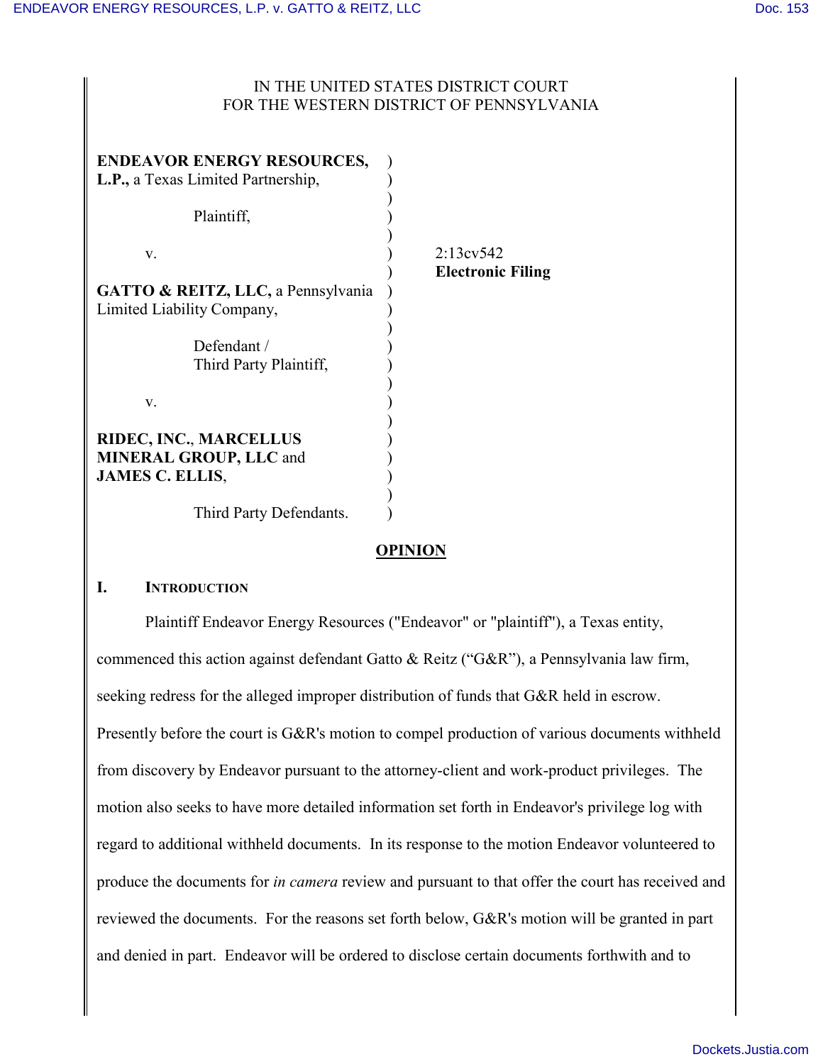IN THE UNITED STATES DISTRICT COURT
FOR THE WESTERN DISTRICT OF PENNSYLVANIA

**ENDEAVOR ENERGY RESOURCES, L.P.,** a Texas Limited Partnership,

Plaintiff,

v.

**GATTO & REITZ, LLC,** a Pennsylvania Limited Liability Company,

Defendant / Third Party Plaintiff,

v.

**RIDEC, INC., MARCELLUS MINERAL GROUP, LLC** and **JAMES C. ELLIS**,

Third Party Defendants.

2:13cv542
**Electronic Filing**

## OPINION

### I. INTRODUCTION

Plaintiff Endeavor Energy Resources ("Endeavor" or "plaintiff"), a Texas entity, commenced this action against defendant Gatto & Reitz ("G&R"), a Pennsylvania law firm, seeking redress for the alleged improper distribution of funds that G&R held in escrow. Presently before the court is G&R's motion to compel production of various documents withheld from discovery by Endeavor pursuant to the attorney-client and work-product privileges. The motion also seeks to have more detailed information set forth in Endeavor's privilege log with regard to additional withheld documents. In its response to the motion Endeavor volunteered to produce the documents for *in camera* review and pursuant to that offer the court has received and reviewed the documents. For the reasons set forth below, G&R's motion will be granted in part and denied in part. Endeavor will be ordered to disclose certain documents forthwith and to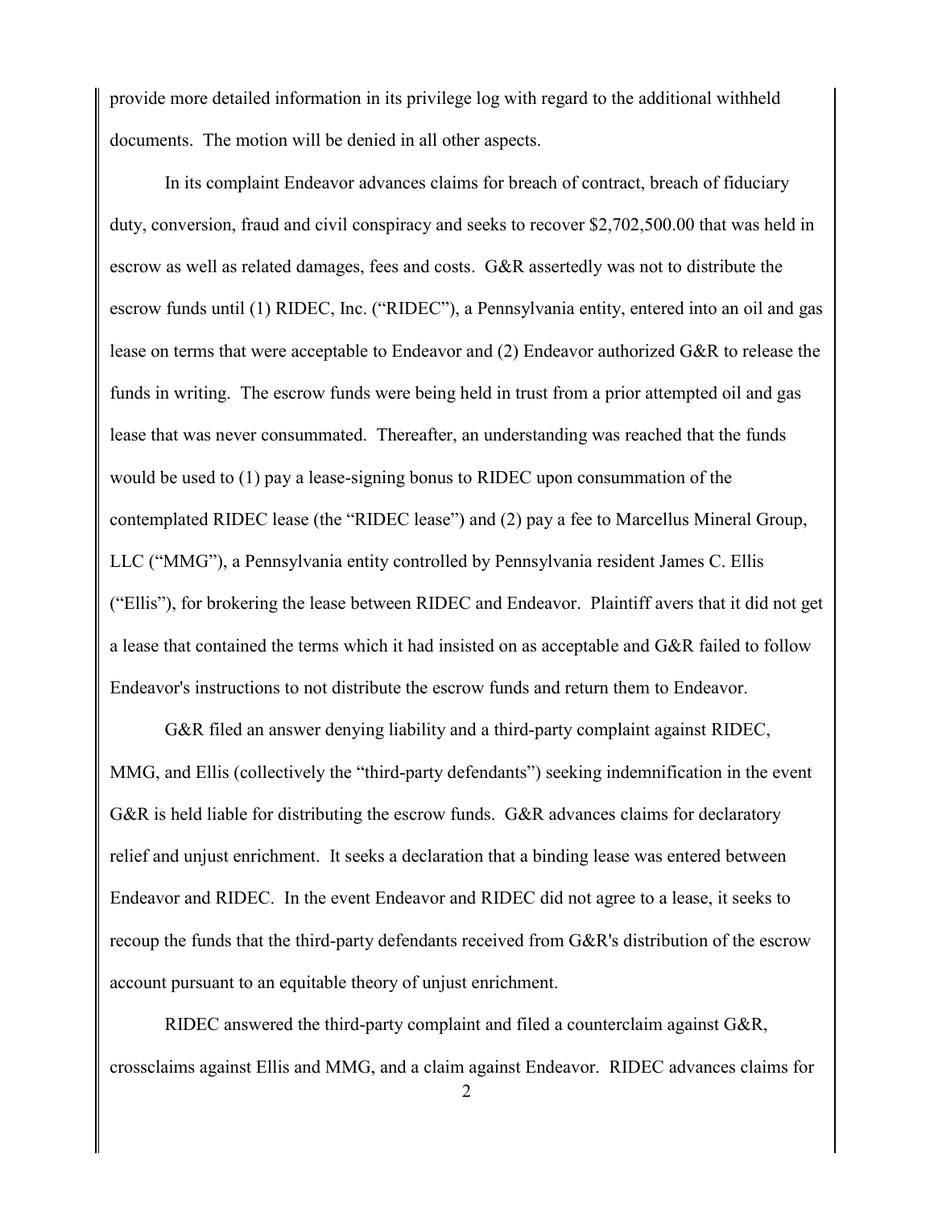provide more detailed information in its privilege log with regard to the additional withheld documents. The motion will be denied in all other aspects.

In its complaint Endeavor advances claims for breach of contract, breach of fiduciary duty, conversion, fraud and civil conspiracy and seeks to recover $2,702,500.00 that was held in escrow as well as related damages, fees and costs. G&R assertedly was not to distribute the escrow funds until (1) RIDEC, Inc. ("RIDEC"), a Pennsylvania entity, entered into an oil and gas lease on terms that were acceptable to Endeavor and (2) Endeavor authorized G&R to release the funds in writing. The escrow funds were being held in trust from a prior attempted oil and gas lease that was never consummated. Thereafter, an understanding was reached that the funds would be used to (1) pay a lease-signing bonus to RIDEC upon consummation of the contemplated RIDEC lease (the "RIDEC lease") and (2) pay a fee to Marcellus Mineral Group, LLC ("MMG"), a Pennsylvania entity controlled by Pennsylvania resident James C. Ellis ("Ellis"), for brokering the lease between RIDEC and Endeavor. Plaintiff avers that it did not get a lease that contained the terms which it had insisted on as acceptable and G&R failed to follow Endeavor's instructions to not distribute the escrow funds and return them to Endeavor.

G&R filed an answer denying liability and a third-party complaint against RIDEC, MMG, and Ellis (collectively the "third-party defendants") seeking indemnification in the event G&R is held liable for distributing the escrow funds. G&R advances claims for declaratory relief and unjust enrichment. It seeks a declaration that a binding lease was entered between Endeavor and RIDEC. In the event Endeavor and RIDEC did not agree to a lease, it seeks to recoup the funds that the third-party defendants received from G&R's distribution of the escrow account pursuant to an equitable theory of unjust enrichment.

RIDEC answered the third-party complaint and filed a counterclaim against G&R, crossclaims against Ellis and MMG, and a claim against Endeavor. RIDEC advances claims for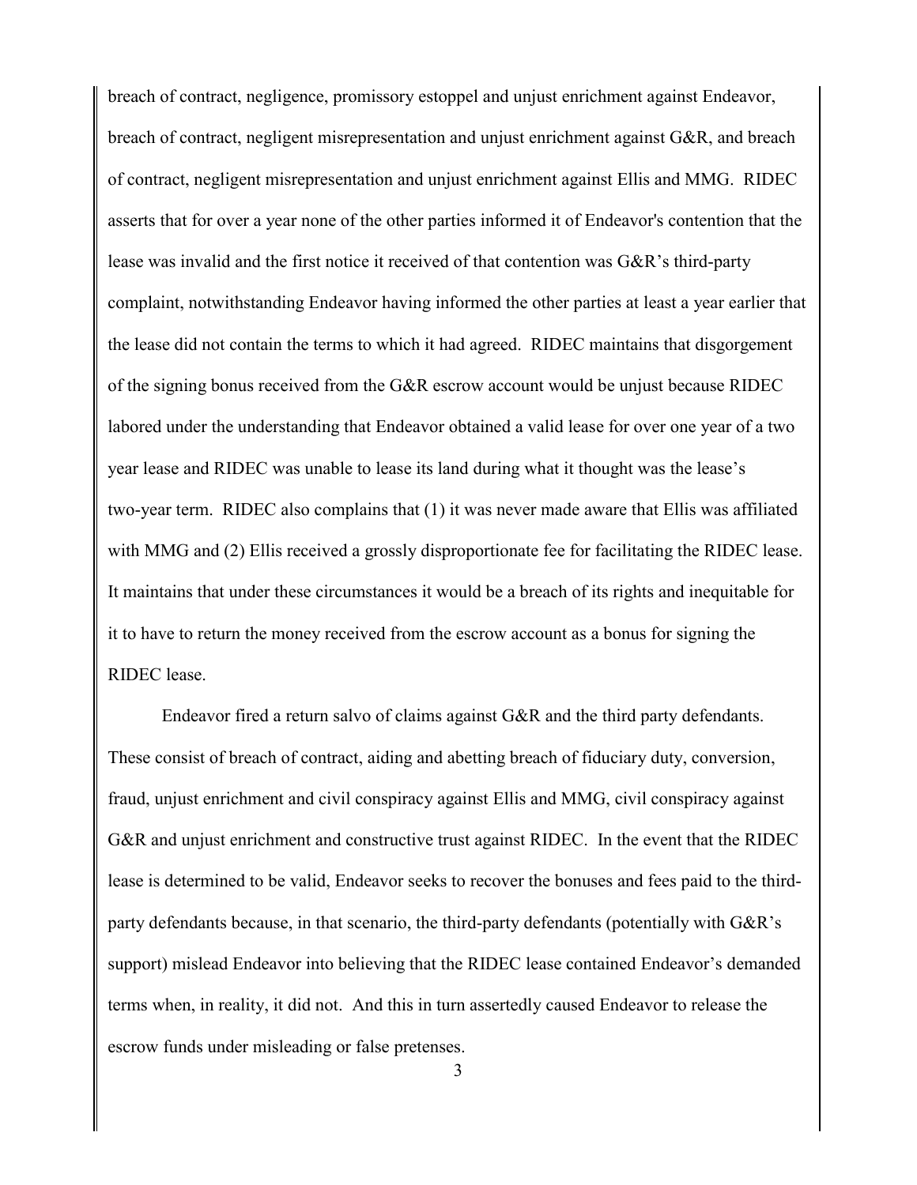breach of contract, negligence, promissory estoppel and unjust enrichment against Endeavor, breach of contract, negligent misrepresentation and unjust enrichment against G&R, and breach of contract, negligent misrepresentation and unjust enrichment against Ellis and MMG. RIDEC asserts that for over a year none of the other parties informed it of Endeavor's contention that the lease was invalid and the first notice it received of that contention was G&R's third-party complaint, notwithstanding Endeavor having informed the other parties at least a year earlier that the lease did not contain the terms to which it had agreed. RIDEC maintains that disgorgement of the signing bonus received from the G&R escrow account would be unjust because RIDEC labored under the understanding that Endeavor obtained a valid lease for over one year of a two year lease and RIDEC was unable to lease its land during what it thought was the lease's two-year term. RIDEC also complains that (1) it was never made aware that Ellis was affiliated with MMG and (2) Ellis received a grossly disproportionate fee for facilitating the RIDEC lease. It maintains that under these circumstances it would be a breach of its rights and inequitable for it to have to return the money received from the escrow account as a bonus for signing the RIDEC lease.

Endeavor fired a return salvo of claims against G&R and the third party defendants. These consist of breach of contract, aiding and abetting breach of fiduciary duty, conversion, fraud, unjust enrichment and civil conspiracy against Ellis and MMG, civil conspiracy against G&R and unjust enrichment and constructive trust against RIDEC. In the event that the RIDEC lease is determined to be valid, Endeavor seeks to recover the bonuses and fees paid to the third-party defendants because, in that scenario, the third-party defendants (potentially with G&R's support) mislead Endeavor into believing that the RIDEC lease contained Endeavor's demanded terms when, in reality, it did not. And this in turn assertedly caused Endeavor to release the escrow funds under misleading or false pretenses.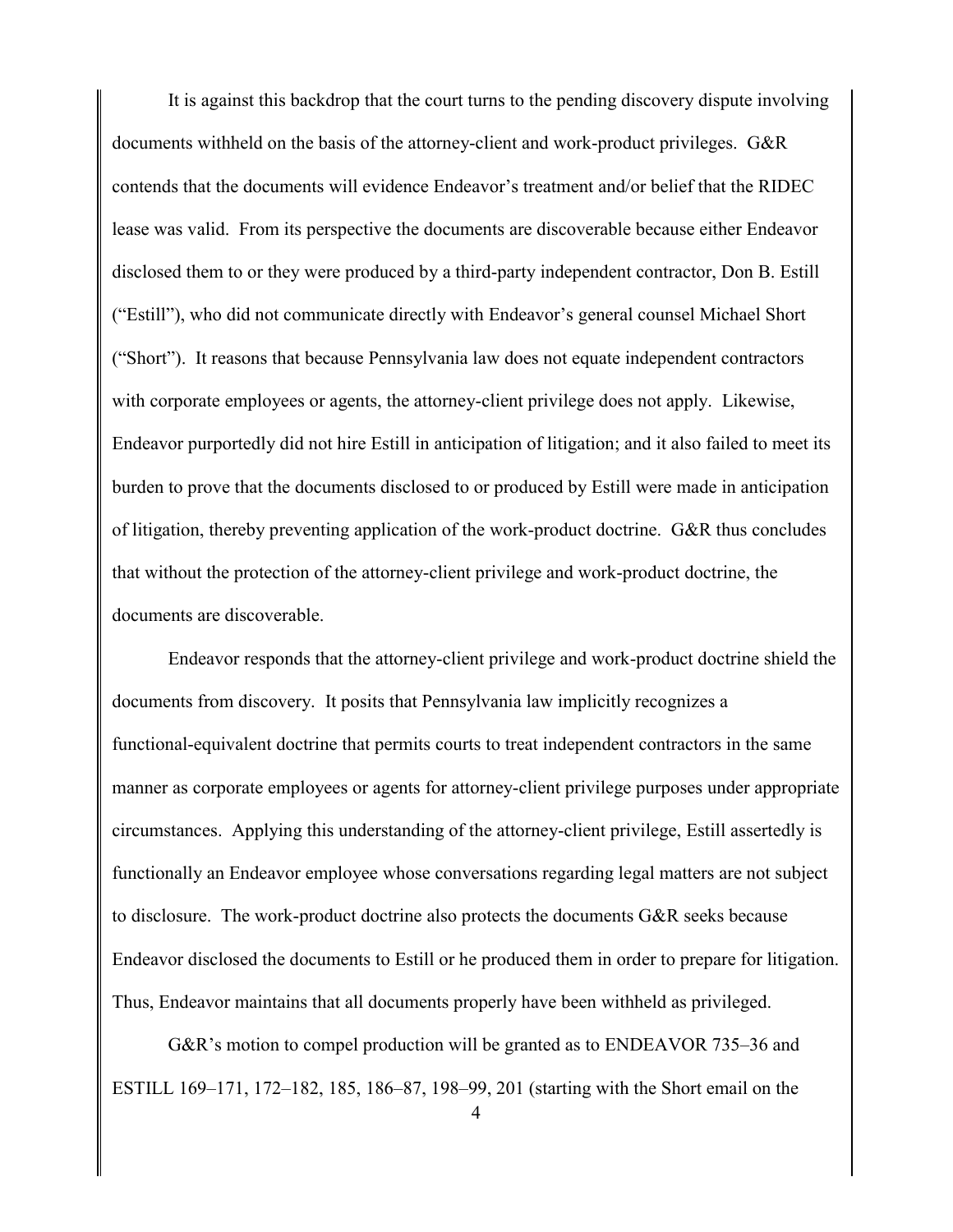It is against this backdrop that the court turns to the pending discovery dispute involving documents withheld on the basis of the attorney-client and work-product privileges. G&R contends that the documents will evidence Endeavor's treatment and/or belief that the RIDEC lease was valid. From its perspective the documents are discoverable because either Endeavor disclosed them to or they were produced by a third-party independent contractor, Don B. Estill ("Estill"), who did not communicate directly with Endeavor's general counsel Michael Short ("Short"). It reasons that because Pennsylvania law does not equate independent contractors with corporate employees or agents, the attorney-client privilege does not apply. Likewise, Endeavor purportedly did not hire Estill in anticipation of litigation; and it also failed to meet its burden to prove that the documents disclosed to or produced by Estill were made in anticipation of litigation, thereby preventing application of the work-product doctrine. G&R thus concludes that without the protection of the attorney-client privilege and work-product doctrine, the documents are discoverable.

Endeavor responds that the attorney-client privilege and work-product doctrine shield the documents from discovery. It posits that Pennsylvania law implicitly recognizes a functional-equivalent doctrine that permits courts to treat independent contractors in the same manner as corporate employees or agents for attorney-client privilege purposes under appropriate circumstances. Applying this understanding of the attorney-client privilege, Estill assertedly is functionally an Endeavor employee whose conversations regarding legal matters are not subject to disclosure. The work-product doctrine also protects the documents G&R seeks because Endeavor disclosed the documents to Estill or he produced them in order to prepare for litigation. Thus, Endeavor maintains that all documents properly have been withheld as privileged.

G&R's motion to compel production will be granted as to ENDEAVOR 735–36 and ESTILL 169–171, 172–182, 185, 186–87, 198–99, 201 (starting with the Short email on the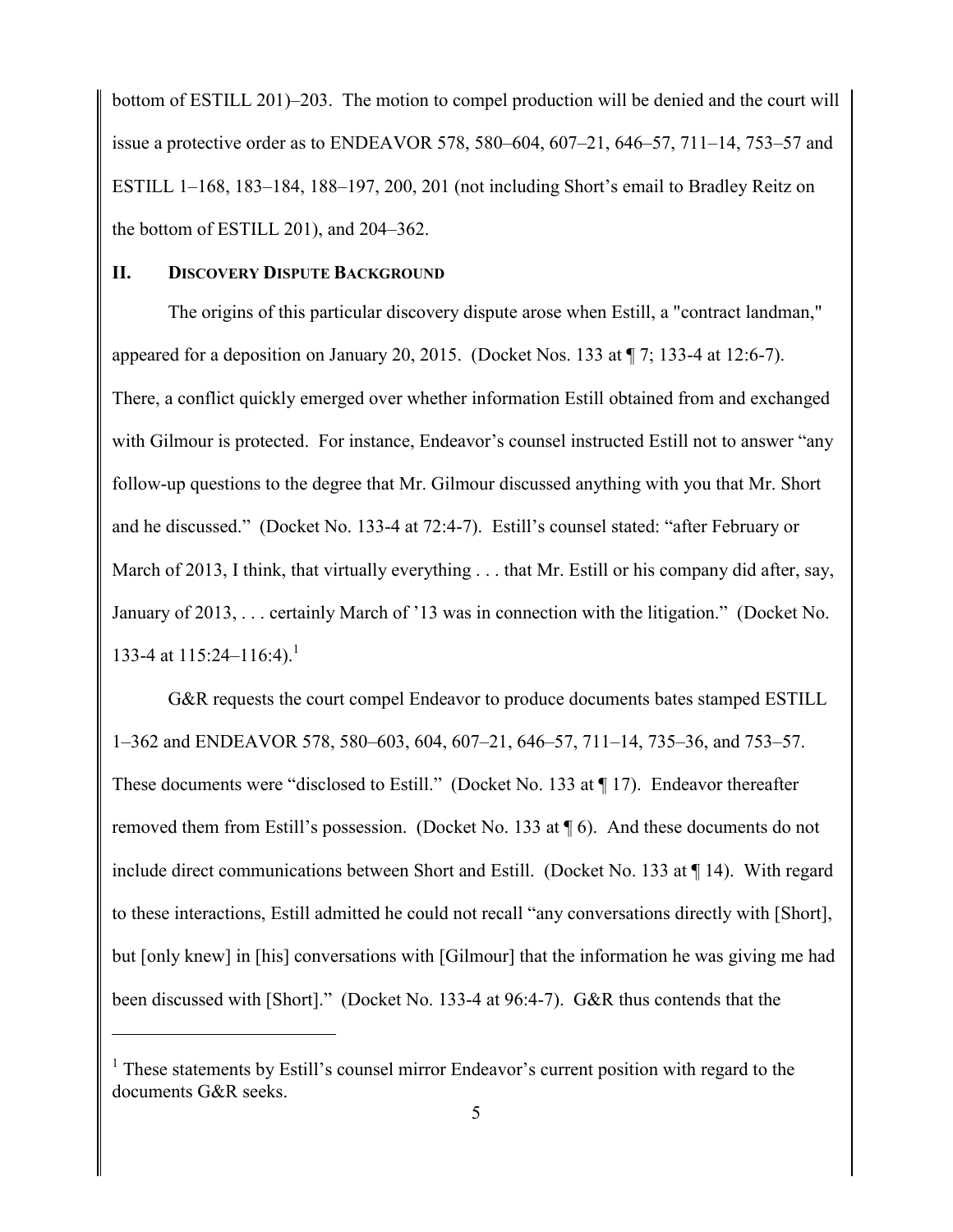bottom of ESTILL 201)–203. The motion to compel production will be denied and the court will issue a protective order as to ENDEAVOR 578, 580–604, 607–21, 646–57, 711–14, 753–57 and ESTILL 1–168, 183–184, 188–197, 200, 201 (not including Short's email to Bradley Reitz on the bottom of ESTILL 201), and 204–362.

## II. DISCOVERY DISPUTE BACKGROUND

The origins of this particular discovery dispute arose when Estill, a "contract landman," appeared for a deposition on January 20, 2015. (Docket Nos. 133 at ¶ 7; 133-4 at 12:6-7). There, a conflict quickly emerged over whether information Estill obtained from and exchanged with Gilmour is protected. For instance, Endeavor's counsel instructed Estill not to answer "any follow-up questions to the degree that Mr. Gilmour discussed anything with you that Mr. Short and he discussed." (Docket No. 133-4 at 72:4-7). Estill's counsel stated: "after February or March of 2013, I think, that virtually everything . . . that Mr. Estill or his company did after, say, January of 2013, . . . certainly March of '13 was in connection with the litigation." (Docket No. 133-4 at 115:24–116:4).[1]

G&R requests the court compel Endeavor to produce documents bates stamped ESTILL 1–362 and ENDEAVOR 578, 580–603, 604, 607–21, 646–57, 711–14, 735–36, and 753–57. These documents were "disclosed to Estill." (Docket No. 133 at ¶ 17). Endeavor thereafter removed them from Estill's possession. (Docket No. 133 at ¶ 6). And these documents do not include direct communications between Short and Estill. (Docket No. 133 at ¶ 14). With regard to these interactions, Estill admitted he could not recall "any conversations directly with [Short], but [only knew] in [his] conversations with [Gilmour] that the information he was giving me had been discussed with [Short]." (Docket No. 133-4 at 96:4-7). G&R thus contends that the

---

[1] These statements by Estill's counsel mirror Endeavor's current position with regard to the documents G&R seeks.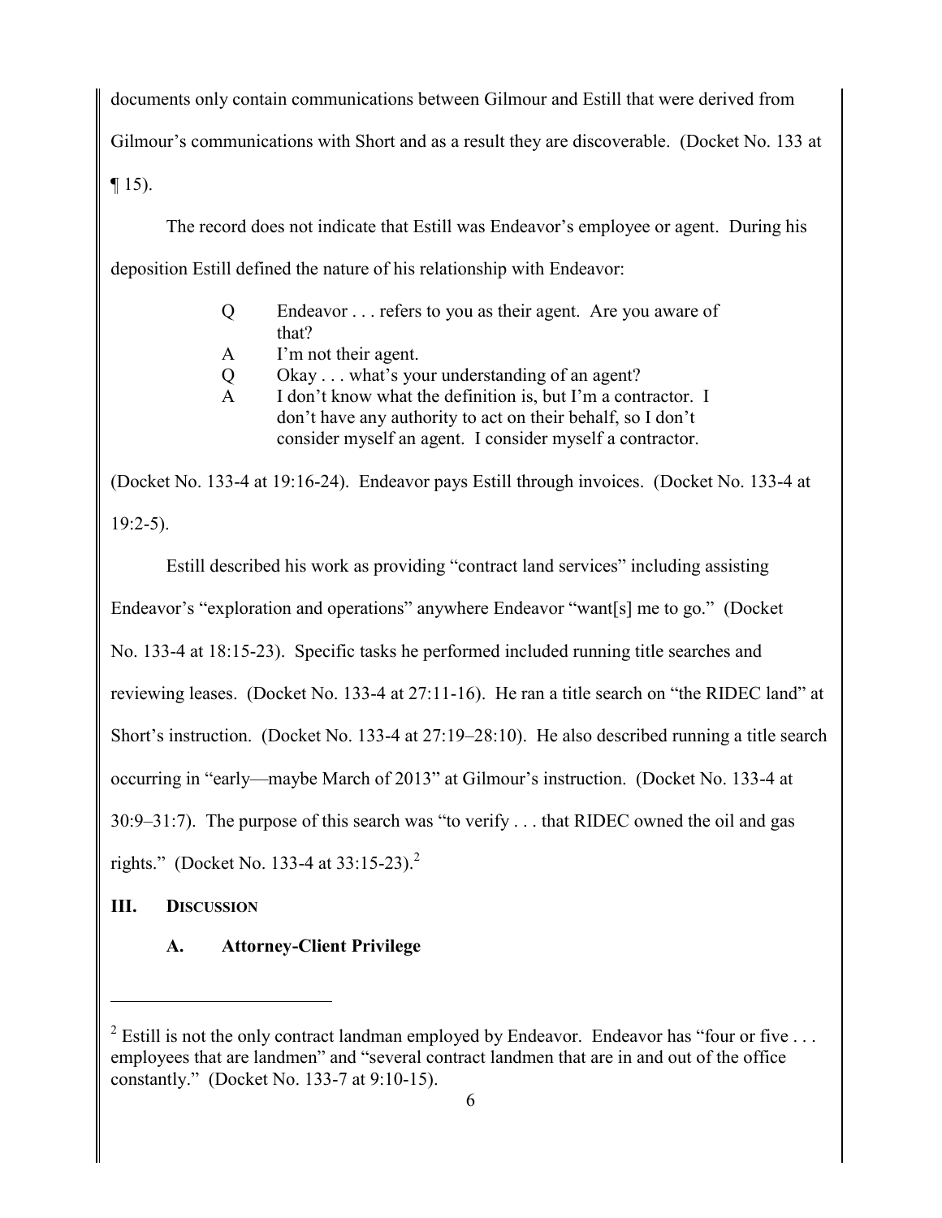documents only contain communications between Gilmour and Estill that were derived from Gilmour's communications with Short and as a result they are discoverable. (Docket No. 133 at ¶ 15).

The record does not indicate that Estill was Endeavor's employee or agent. During his deposition Estill defined the nature of his relationship with Endeavor:

> Q Endeavor . . . refers to you as their agent. Are you aware of that?
> A I'm not their agent.
> Q Okay . . . what's your understanding of an agent?
> A I don't know what the definition is, but I'm a contractor. I don't have any authority to act on their behalf, so I don't consider myself an agent. I consider myself a contractor.

(Docket No. 133-4 at 19:16-24). Endeavor pays Estill through invoices. (Docket No. 133-4 at 19:2-5).

Estill described his work as providing "contract land services" including assisting Endeavor's "exploration and operations" anywhere Endeavor "want[s] me to go." (Docket No. 133-4 at 18:15-23). Specific tasks he performed included running title searches and reviewing leases. (Docket No. 133-4 at 27:11-16). He ran a title search on "the RIDEC land" at Short's instruction. (Docket No. 133-4 at 27:19–28:10). He also described running a title search occurring in "early—maybe March of 2013" at Gilmour's instruction. (Docket No. 133-4 at 30:9–31:7). The purpose of this search was "to verify . . . that RIDEC owned the oil and gas rights." (Docket No. 133-4 at 33:15-23).[2]

## III. DISCUSSION

### A. Attorney-Client Privilege

---

[2] Estill is not the only contract landman employed by Endeavor. Endeavor has "four or five . . . employees that are landmen" and "several contract landmen that are in and out of the office constantly." (Docket No. 133-7 at 9:10-15).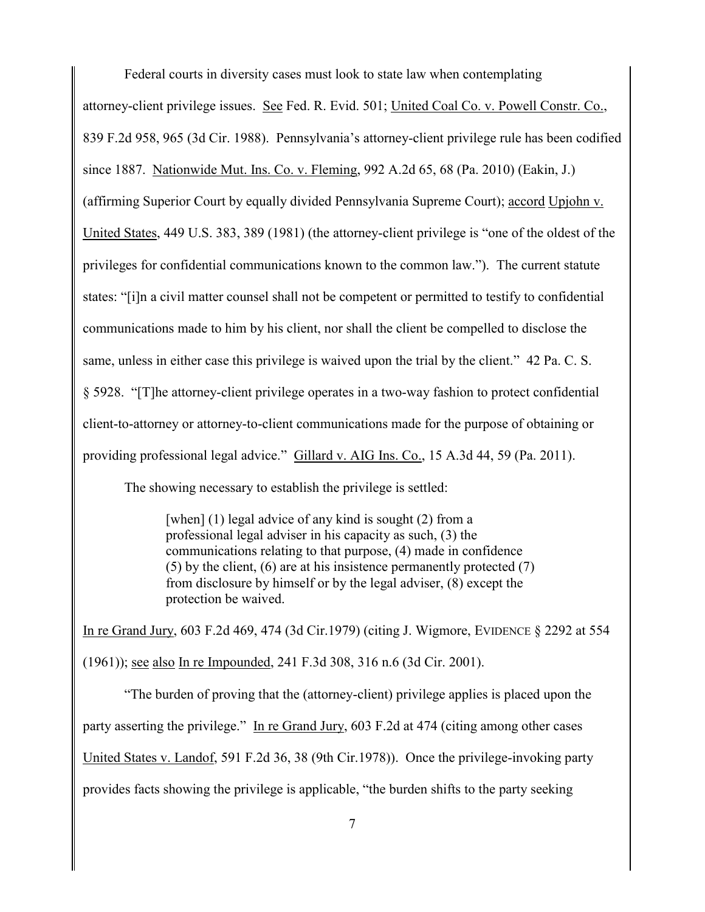Federal courts in diversity cases must look to state law when contemplating attorney-client privilege issues. See Fed. R. Evid. 501; United Coal Co. v. Powell Constr. Co., 839 F.2d 958, 965 (3d Cir. 1988). Pennsylvania's attorney-client privilege rule has been codified since 1887. Nationwide Mut. Ins. Co. v. Fleming, 992 A.2d 65, 68 (Pa. 2010) (Eakin, J.) (affirming Superior Court by equally divided Pennsylvania Supreme Court); accord Upjohn v. United States, 449 U.S. 383, 389 (1981) (the attorney-client privilege is "one of the oldest of the privileges for confidential communications known to the common law."). The current statute states: "[i]n a civil matter counsel shall not be competent or permitted to testify to confidential communications made to him by his client, nor shall the client be compelled to disclose the same, unless in either case this privilege is waived upon the trial by the client." 42 Pa. C. S. § 5928. "[T]he attorney-client privilege operates in a two-way fashion to protect confidential client-to-attorney or attorney-to-client communications made for the purpose of obtaining or providing professional legal advice." Gillard v. AIG Ins. Co., 15 A.3d 44, 59 (Pa. 2011).

The showing necessary to establish the privilege is settled:

> [when] (1) legal advice of any kind is sought (2) from a professional legal adviser in his capacity as such, (3) the communications relating to that purpose, (4) made in confidence (5) by the client, (6) are at his insistence permanently protected (7) from disclosure by himself or by the legal adviser, (8) except the protection be waived.

In re Grand Jury, 603 F.2d 469, 474 (3d Cir.1979) (citing J. Wigmore, EVIDENCE § 2292 at 554 (1961)); see also In re Impounded, 241 F.3d 308, 316 n.6 (3d Cir. 2001).

"The burden of proving that the (attorney-client) privilege applies is placed upon the party asserting the privilege." In re Grand Jury, 603 F.2d at 474 (citing among other cases United States v. Landof, 591 F.2d 36, 38 (9th Cir.1978)). Once the privilege-invoking party provides facts showing the privilege is applicable, "the burden shifts to the party seeking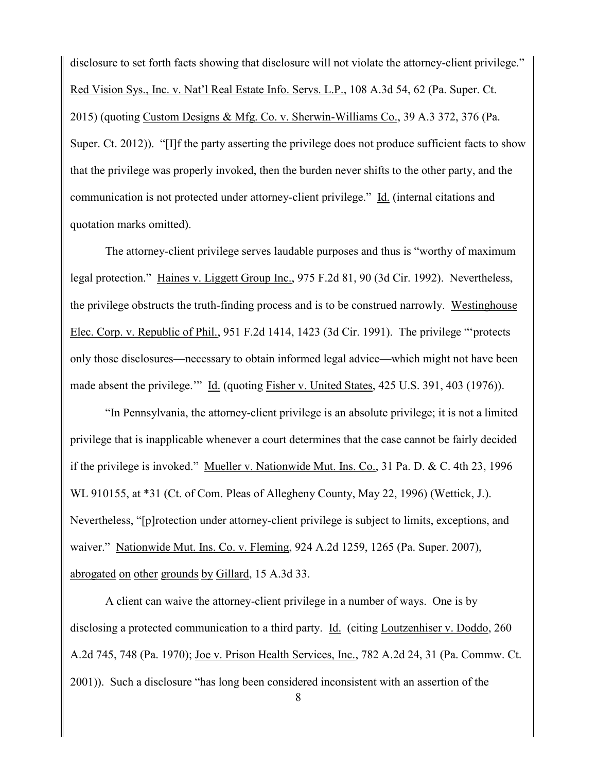disclosure to set forth facts showing that disclosure will not violate the attorney-client privilege." Red Vision Sys., Inc. v. Nat'l Real Estate Info. Servs. L.P., 108 A.3d 54, 62 (Pa. Super. Ct. 2015) (quoting Custom Designs & Mfg. Co. v. Sherwin-Williams Co., 39 A.3 372, 376 (Pa. Super. Ct. 2012)). "[I]f the party asserting the privilege does not produce sufficient facts to show that the privilege was properly invoked, then the burden never shifts to the other party, and the communication is not protected under attorney-client privilege." Id. (internal citations and quotation marks omitted).

The attorney-client privilege serves laudable purposes and thus is "worthy of maximum legal protection." Haines v. Liggett Group Inc., 975 F.2d 81, 90 (3d Cir. 1992). Nevertheless, the privilege obstructs the truth-finding process and is to be construed narrowly. Westinghouse Elec. Corp. v. Republic of Phil., 951 F.2d 1414, 1423 (3d Cir. 1991). The privilege "'protects only those disclosures—necessary to obtain informed legal advice—which might not have been made absent the privilege.'" Id. (quoting Fisher v. United States, 425 U.S. 391, 403 (1976)).

"In Pennsylvania, the attorney-client privilege is an absolute privilege; it is not a limited privilege that is inapplicable whenever a court determines that the case cannot be fairly decided if the privilege is invoked." Mueller v. Nationwide Mut. Ins. Co., 31 Pa. D. & C. 4th 23, 1996 WL 910155, at *31 (Ct. of Com. Pleas of Allegheny County, May 22, 1996) (Wettick, J.). Nevertheless, "[p]rotection under attorney-client privilege is subject to limits, exceptions, and waiver." Nationwide Mut. Ins. Co v. Fleming, 924 A.2d 1259, 1265 (Pa. Super. 2007), abrogated on other grounds by Gillard, 15 A.3d 33.

A client can waive the attorney-client privilege in a number of ways. One is by disclosing a protected communication to a third party. Id. (citing Loutzenhiser v. Doddo, 260 A.2d 745, 748 (Pa. 1970); Joe v. Prison Health Services, Inc., 782 A.2d 24, 31 (Pa. Commw. Ct. 2001)). Such a disclosure "has long been considered inconsistent with an assertion of the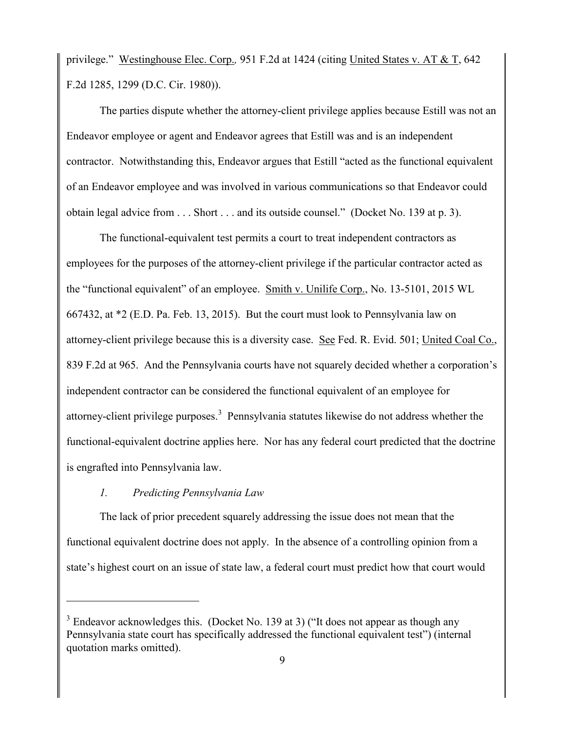privilege." Westinghouse Elec. Corp., 951 F.2d at 1424 (citing United States v. AT & T, 642 F.2d 1285, 1299 (D.C. Cir. 1980)).

The parties dispute whether the attorney-client privilege applies because Estill was not an Endeavor employee or agent and Endeavor agrees that Estill was and is an independent contractor. Notwithstanding this, Endeavor argues that Estill "acted as the functional equivalent of an Endeavor employee and was involved in various communications so that Endeavor could obtain legal advice from . . . Short . . . and its outside counsel." (Docket No. 139 at p. 3).

The functional-equivalent test permits a court to treat independent contractors as employees for the purposes of the attorney-client privilege if the particular contractor acted as the "functional equivalent" of an employee. Smith v. Unilife Corp., No. 13-5101, 2015 WL 667432, at *2 (E.D. Pa. Feb. 13, 2015). But the court must look to Pennsylvania law on attorney-client privilege because this is a diversity case. See Fed. R. Evid. 501; United Coal Co., 839 F.2d at 965. And the Pennsylvania courts have not squarely decided whether a corporation's independent contractor can be considered the functional equivalent of an employee for attorney-client privilege purposes.[3] Pennsylvania statutes likewise do not address whether the functional-equivalent doctrine applies here. Nor has any federal court predicted that the doctrine is engrafted into Pennsylvania law.

*1. Predicting Pennsylvania Law*

The lack of prior precedent squarely addressing the issue does not mean that the functional equivalent doctrine does not apply. In the absence of a controlling opinion from a state's highest court on an issue of state law, a federal court must predict how that court would

[3] Endeavor acknowledges this. (Docket No. 139 at 3) ("It does not appear as though any Pennsylvania state court has specifically addressed the functional equivalent test") (internal quotation marks omitted).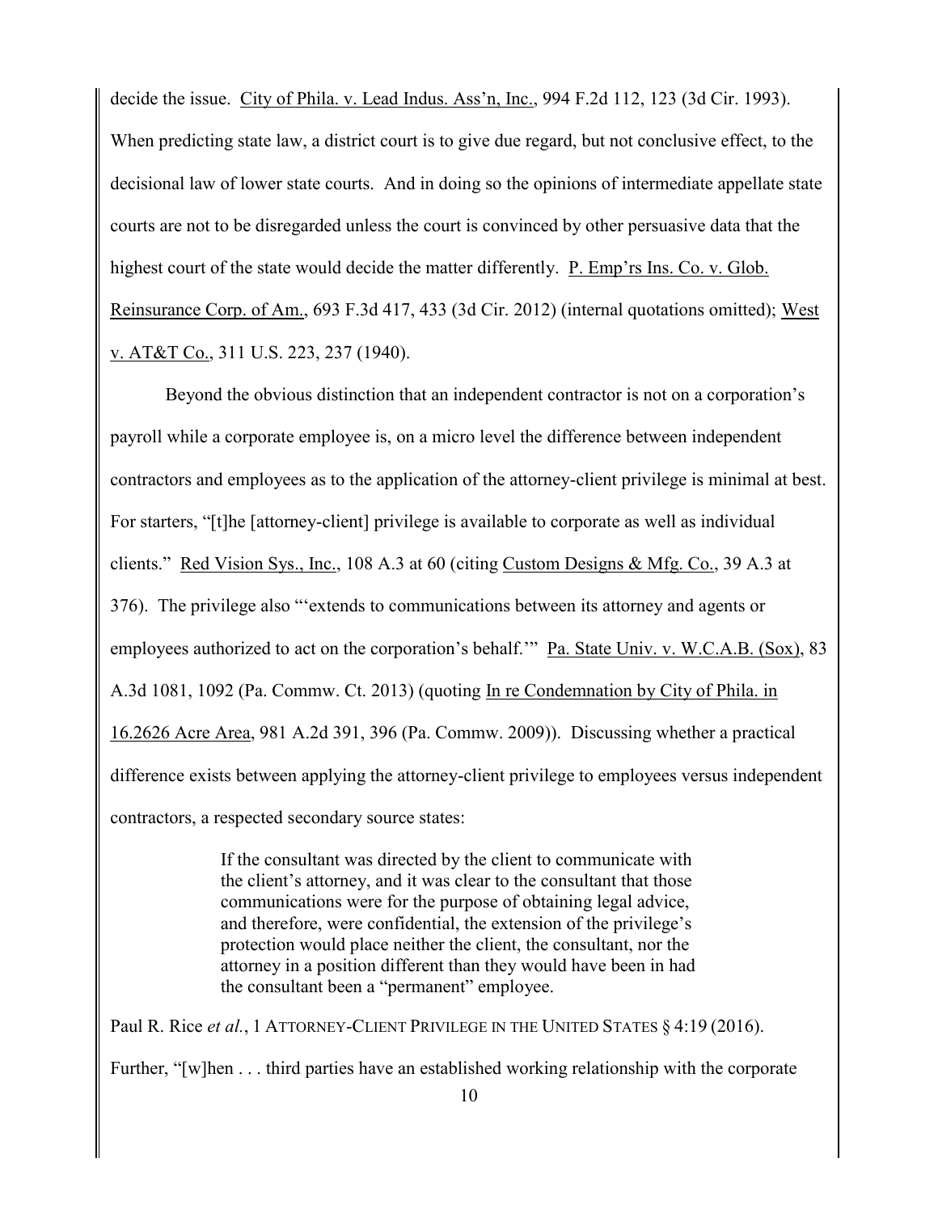decide the issue. City of Phila. v. Lead Indus. Ass'n, Inc., 994 F.2d 112, 123 (3d Cir. 1993). When predicting state law, a district court is to give due regard, but not conclusive effect, to the decisional law of lower state courts. And in doing so the opinions of intermediate appellate state courts are not to be disregarded unless the court is convinced by other persuasive data that the highest court of the state would decide the matter differently. P. Emp'rs Ins. Co. v. Glob. Reinsurance Corp. of Am., 693 F.3d 417, 433 (3d Cir. 2012) (internal quotations omitted); West v. AT&T Co., 311 U.S. 223, 237 (1940).

Beyond the obvious distinction that an independent contractor is not on a corporation's payroll while a corporate employee is, on a micro level the difference between independent contractors and employees as to the application of the attorney-client privilege is minimal at best. For starters, "[t]he [attorney-client] privilege is available to corporate as well as individual clients." Red Vision Sys., Inc., 108 A.3 at 60 (citing Custom Designs & Mfg. Co., 39 A.3 at 376). The privilege also "'extends to communications between its attorney and agents or employees authorized to act on the corporation's behalf.'" Pa. State Univ. v. W.C.A.B. (Sox), 83 A.3d 1081, 1092 (Pa. Commw. Ct. 2013) (quoting In re Condemnation by City of Phila. in 16.2626 Acre Area, 981 A.2d 391, 396 (Pa. Commw. 2009)). Discussing whether a practical difference exists between applying the attorney-client privilege to employees versus independent contractors, a respected secondary source states:

> If the consultant was directed by the client to communicate with the client's attorney, and it was clear to the consultant that those communications were for the purpose of obtaining legal advice, and therefore, were confidential, the extension of the privilege's protection would place neither the client, the consultant, nor the attorney in a position different than they would have been in had the consultant been a "permanent" employee.

Paul R. Rice *et al.*, 1 ATTORNEY-CLIENT PRIVILEGE IN THE UNITED STATES § 4:19 (2016).

Further, "[w]hen . . . third parties have an established working relationship with the corporate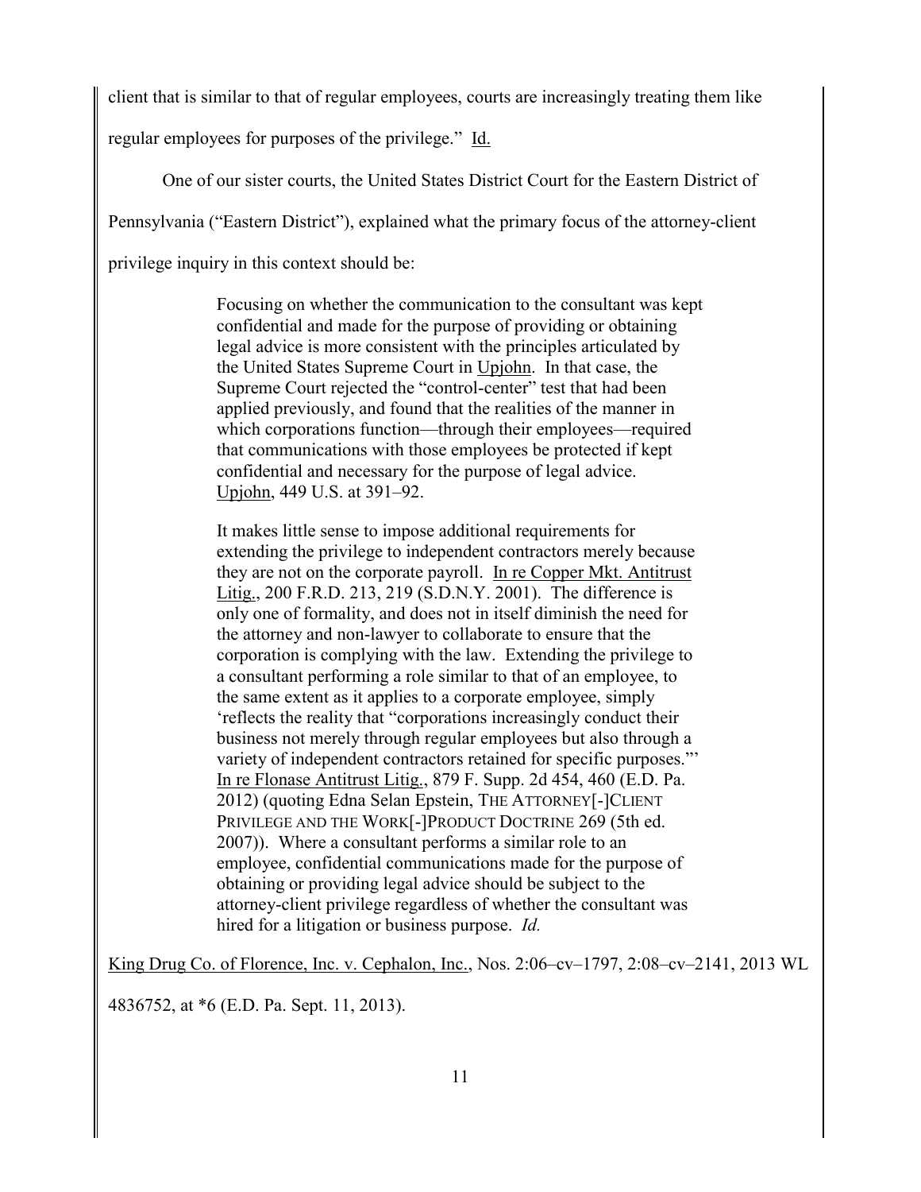client that is similar to that of regular employees, courts are increasingly treating them like regular employees for purposes of the privilege." Id.

One of our sister courts, the United States District Court for the Eastern District of Pennsylvania ("Eastern District"), explained what the primary focus of the attorney-client privilege inquiry in this context should be:

> Focusing on whether the communication to the consultant was kept confidential and made for the purpose of providing or obtaining legal advice is more consistent with the principles articulated by the United States Supreme Court in Upjohn. In that case, the Supreme Court rejected the "control-center" test that had been applied previously, and found that the realities of the manner in which corporations function—through their employees—required that communications with those employees be protected if kept confidential and necessary for the purpose of legal advice. Upjohn, 449 U.S. at 391–92.
>
> It makes little sense to impose additional requirements for extending the privilege to independent contractors merely because they are not on the corporate payroll. In re Copper Mkt. Antitrust Litig., 200 F.R.D. 213, 219 (S.D.N.Y. 2001). The difference is only one of formality, and does not in itself diminish the need for the attorney and non-lawyer to collaborate to ensure that the corporation is complying with the law. Extending the privilege to a consultant performing a role similar to that of an employee, to the same extent as it applies to a corporate employee, simply 'reflects the reality that "corporations increasingly conduct their business not merely through regular employees but also through a variety of independent contractors retained for specific purposes."' In re Flonase Antitrust Litig., 879 F. Supp. 2d 454, 460 (E.D. Pa. 2012) (quoting Edna Selan Epstein, THE ATTORNEY[-]CLIENT PRIVILEGE AND THE WORK[-]PRODUCT DOCTRINE 269 (5th ed. 2007)). Where a consultant performs a similar role to an employee, confidential communications made for the purpose of obtaining or providing legal advice should be subject to the attorney-client privilege regardless of whether the consultant was hired for a litigation or business purpose. *Id.*

King Drug Co. of Florence, Inc. v. Cephalon, Inc., Nos. 2:06–cv–1797, 2:08–cv–2141, 2013 WL 4836752, at *6 (E.D. Pa. Sept. 11, 2013).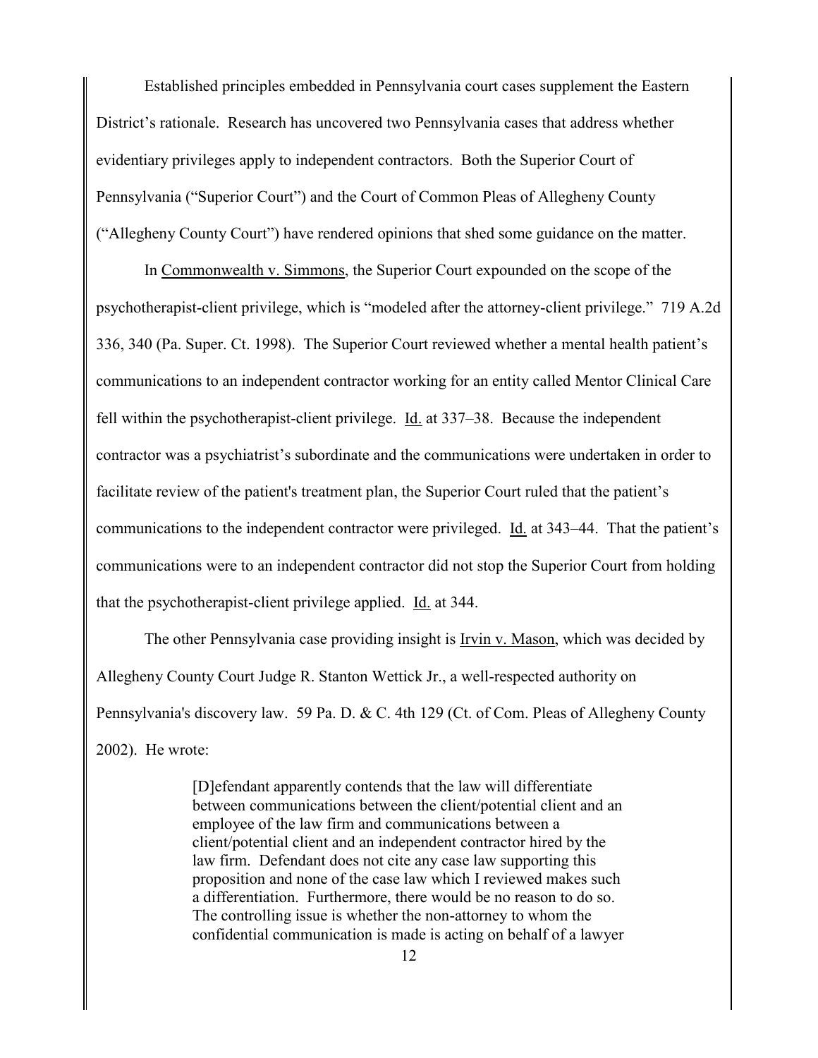Established principles embedded in Pennsylvania court cases supplement the Eastern District's rationale. Research has uncovered two Pennsylvania cases that address whether evidentiary privileges apply to independent contractors. Both the Superior Court of Pennsylvania ("Superior Court") and the Court of Common Pleas of Allegheny County ("Allegheny County Court") have rendered opinions that shed some guidance on the matter.

In Commonwealth v. Simmons, the Superior Court expounded on the scope of the psychotherapist-client privilege, which is "modeled after the attorney-client privilege." 719 A.2d 336, 340 (Pa. Super. Ct. 1998). The Superior Court reviewed whether a mental health patient's communications to an independent contractor working for an entity called Mentor Clinical Care fell within the psychotherapist-client privilege. Id. at 337–38. Because the independent contractor was a psychiatrist's subordinate and the communications were undertaken in order to facilitate review of the patient's treatment plan, the Superior Court ruled that the patient's communications to the independent contractor were privileged. Id. at 343–44. That the patient's communications were to an independent contractor did not stop the Superior Court from holding that the psychotherapist-client privilege applied. Id. at 344.

The other Pennsylvania case providing insight is Irvin v. Mason, which was decided by Allegheny County Court Judge R. Stanton Wettick Jr., a well-respected authority on Pennsylvania's discovery law. 59 Pa. D. & C. 4th 129 (Ct. of Com. Pleas of Allegheny County 2002). He wrote:

> [D]efendant apparently contends that the law will differentiate between communications between the client/potential client and an employee of the law firm and communications between a client/potential client and an independent contractor hired by the law firm. Defendant does not cite any case law supporting this proposition and none of the case law which I reviewed makes such a differentiation. Furthermore, there would be no reason to do so. The controlling issue is whether the non-attorney to whom the confidential communication is made is acting on behalf of a lawyer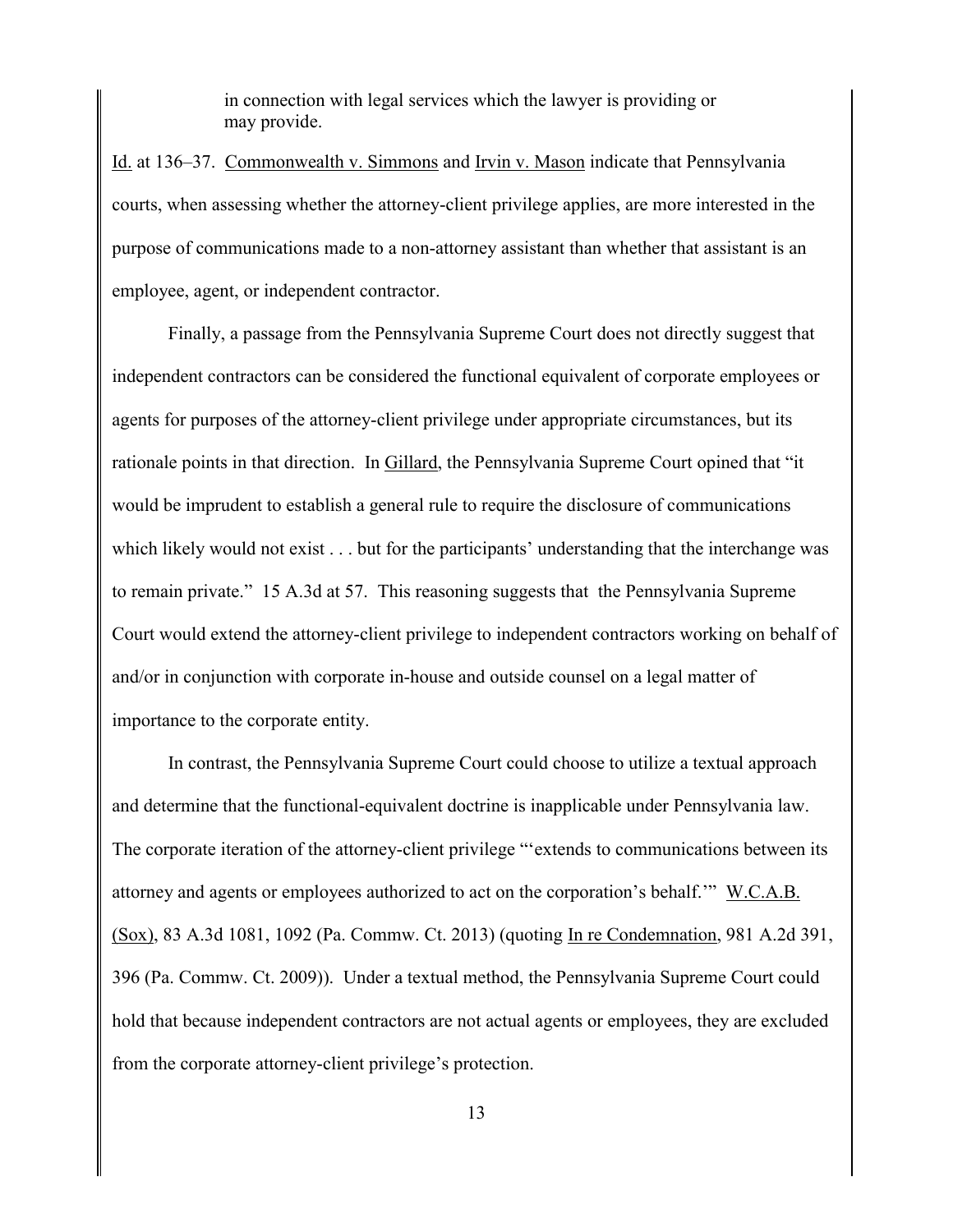> in connection with legal services which the lawyer is providing or may provide.

Id. at 136–37. Commonwealth v. Simmons and Irvin v. Mason indicate that Pennsylvania courts, when assessing whether the attorney-client privilege applies, are more interested in the purpose of communications made to a non-attorney assistant than whether that assistant is an employee, agent, or independent contractor.

Finally, a passage from the Pennsylvania Supreme Court does not directly suggest that independent contractors can be considered the functional equivalent of corporate employees or agents for purposes of the attorney-client privilege under appropriate circumstances, but its rationale points in that direction. In Gillard, the Pennsylvania Supreme Court opined that "it would be imprudent to establish a general rule to require the disclosure of communications which likely would not exist . . . but for the participants' understanding that the interchange was to remain private." 15 A.3d at 57. This reasoning suggests that the Pennsylvania Supreme Court would extend the attorney-client privilege to independent contractors working on behalf of and/or in conjunction with corporate in-house and outside counsel on a legal matter of importance to the corporate entity.

In contrast, the Pennsylvania Supreme Court could choose to utilize a textual approach and determine that the functional-equivalent doctrine is inapplicable under Pennsylvania law. The corporate iteration of the attorney-client privilege "'extends to communications between its attorney and agents or employees authorized to act on the corporation's behalf.'" W.C.A.B. (Sox), 83 A.3d 1081, 1092 (Pa. Commw. Ct. 2013) (quoting In re Condemnation, 981 A.2d 391, 396 (Pa. Commw. Ct. 2009)). Under a textual method, the Pennsylvania Supreme Court could hold that because independent contractors are not actual agents or employees, they are excluded from the corporate attorney-client privilege's protection.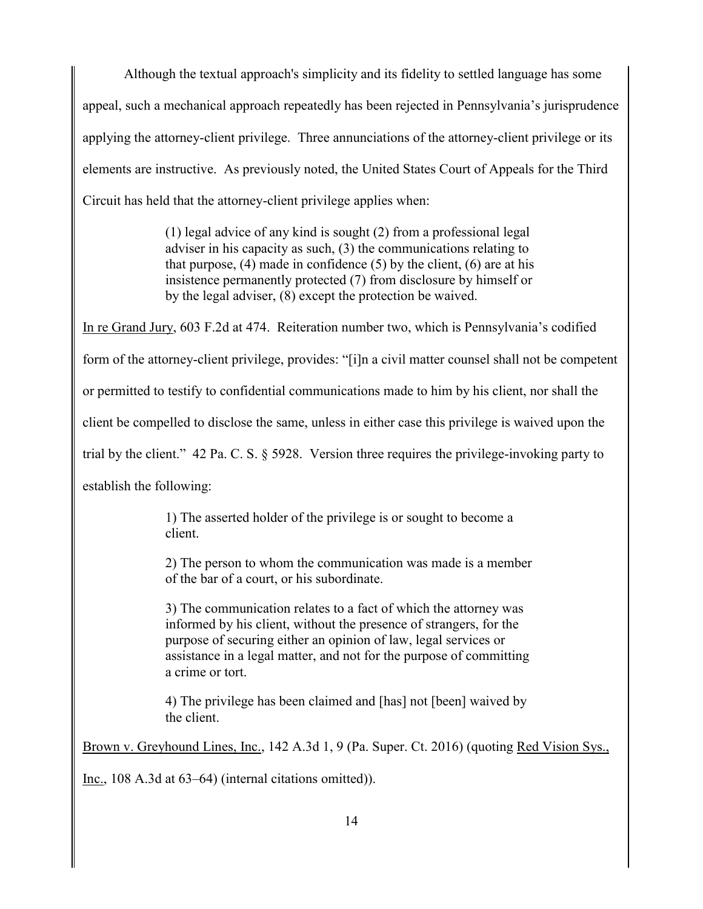Although the textual approach's simplicity and its fidelity to settled language has some appeal, such a mechanical approach repeatedly has been rejected in Pennsylvania's jurisprudence applying the attorney-client privilege. Three annunciations of the attorney-client privilege or its elements are instructive. As previously noted, the United States Court of Appeals for the Third Circuit has held that the attorney-client privilege applies when:

> (1) legal advice of any kind is sought (2) from a professional legal adviser in his capacity as such, (3) the communications relating to that purpose, (4) made in confidence (5) by the client, (6) are at his insistence permanently protected (7) from disclosure by himself or by the legal adviser, (8) except the protection be waived.

<u>In re Grand Jury</u>, 603 F.2d at 474. Reiteration number two, which is Pennsylvania's codified form of the attorney-client privilege, provides: "[i]n a civil matter counsel shall not be competent or permitted to testify to confidential communications made to him by his client, nor shall the client be compelled to disclose the same, unless in either case this privilege is waived upon the trial by the client." 42 Pa. C. S. § 5928. Version three requires the privilege-invoking party to establish the following:

> 1) The asserted holder of the privilege is or sought to become a client.
>
> 2) The person to whom the communication was made is a member of the bar of a court, or his subordinate.
>
> 3) The communication relates to a fact of which the attorney was informed by his client, without the presence of strangers, for the purpose of securing either an opinion of law, legal services or assistance in a legal matter, and not for the purpose of committing a crime or tort.
>
> 4) The privilege has been claimed and [has] not [been] waived by the client.

<u>Brown v. Greyhound Lines, Inc.</u>, 142 A.3d 1, 9 (Pa. Super. Ct. 2016) (quoting <u>Red Vision Sys., Inc.</u>, 108 A.3d at 63–64) (internal citations omitted)).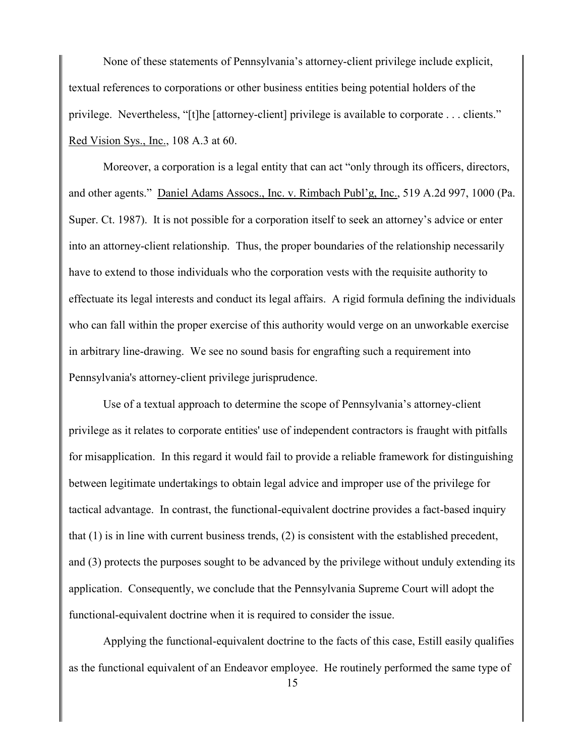None of these statements of Pennsylvania's attorney-client privilege include explicit, textual references to corporations or other business entities being potential holders of the privilege. Nevertheless, "[t]he [attorney-client] privilege is available to corporate . . . clients." Red Vision Sys., Inc., 108 A.3 at 60.

Moreover, a corporation is a legal entity that can act "only through its officers, directors, and other agents." Daniel Adams Assocs., Inc. v. Rimbach Publ'g, Inc., 519 A.2d 997, 1000 (Pa. Super. Ct. 1987). It is not possible for a corporation itself to seek an attorney's advice or enter into an attorney-client relationship. Thus, the proper boundaries of the relationship necessarily have to extend to those individuals who the corporation vests with the requisite authority to effectuate its legal interests and conduct its legal affairs. A rigid formula defining the individuals who can fall within the proper exercise of this authority would verge on an unworkable exercise in arbitrary line-drawing. We see no sound basis for engrafting such a requirement into Pennsylvania's attorney-client privilege jurisprudence.

Use of a textual approach to determine the scope of Pennsylvania's attorney-client privilege as it relates to corporate entities' use of independent contractors is fraught with pitfalls for misapplication. In this regard it would fail to provide a reliable framework for distinguishing between legitimate undertakings to obtain legal advice and improper use of the privilege for tactical advantage. In contrast, the functional-equivalent doctrine provides a fact-based inquiry that (1) is in line with current business trends, (2) is consistent with the established precedent, and (3) protects the purposes sought to be advanced by the privilege without unduly extending its application. Consequently, we conclude that the Pennsylvania Supreme Court will adopt the functional-equivalent doctrine when it is required to consider the issue.

Applying the functional-equivalent doctrine to the facts of this case, Estill easily qualifies as the functional equivalent of an Endeavor employee. He routinely performed the same type of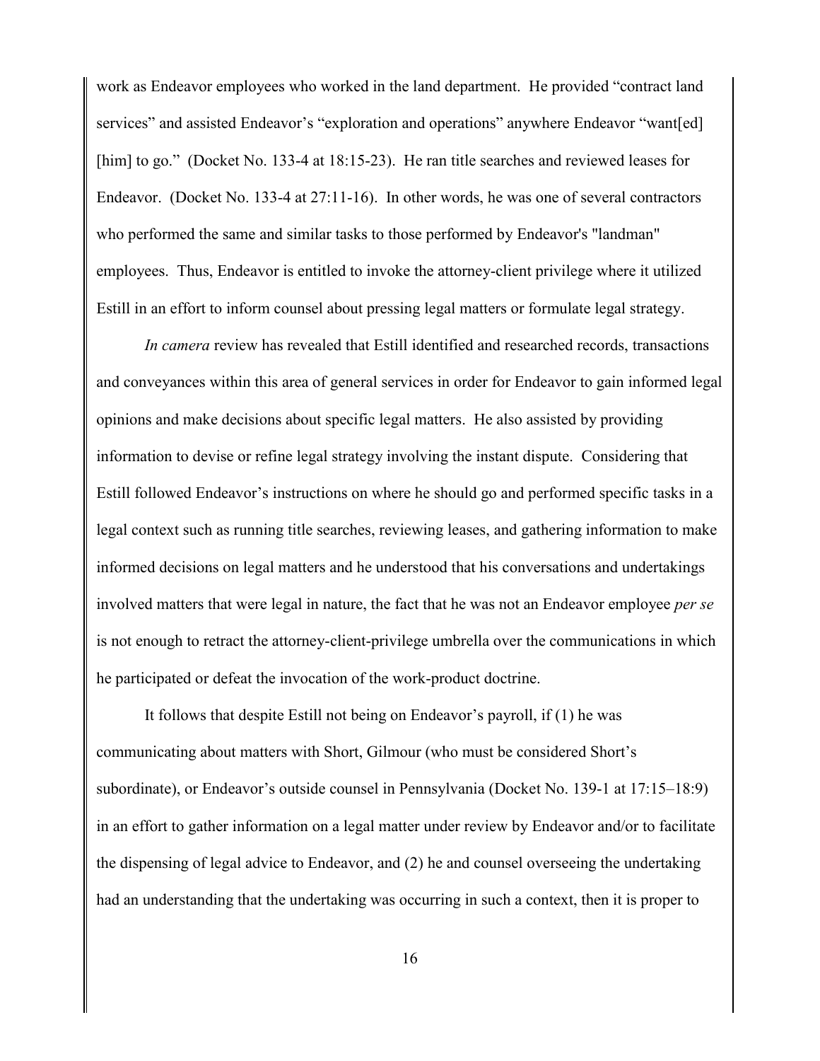work as Endeavor employees who worked in the land department. He provided "contract land services" and assisted Endeavor's "exploration and operations" anywhere Endeavor "want[ed] [him] to go." (Docket No. 133-4 at 18:15-23). He ran title searches and reviewed leases for Endeavor. (Docket No. 133-4 at 27:11-16). In other words, he was one of several contractors who performed the same and similar tasks to those performed by Endeavor's "landman" employees. Thus, Endeavor is entitled to invoke the attorney-client privilege where it utilized Estill in an effort to inform counsel about pressing legal matters or formulate legal strategy.

*In camera* review has revealed that Estill identified and researched records, transactions and conveyances within this area of general services in order for Endeavor to gain informed legal opinions and make decisions about specific legal matters. He also assisted by providing information to devise or refine legal strategy involving the instant dispute. Considering that Estill followed Endeavor's instructions on where he should go and performed specific tasks in a legal context such as running title searches, reviewing leases, and gathering information to make informed decisions on legal matters and he understood that his conversations and undertakings involved matters that were legal in nature, the fact that he was not an Endeavor employee *per se* is not enough to retract the attorney-client-privilege umbrella over the communications in which he participated or defeat the invocation of the work-product doctrine.

It follows that despite Estill not being on Endeavor's payroll, if (1) he was communicating about matters with Short, Gilmour (who must be considered Short's subordinate), or Endeavor's outside counsel in Pennsylvania (Docket No. 139-1 at 17:15–18:9) in an effort to gather information on a legal matter under review by Endeavor and/or to facilitate the dispensing of legal advice to Endeavor, and (2) he and counsel overseeing the undertaking had an understanding that the undertaking was occurring in such a context, then it is proper to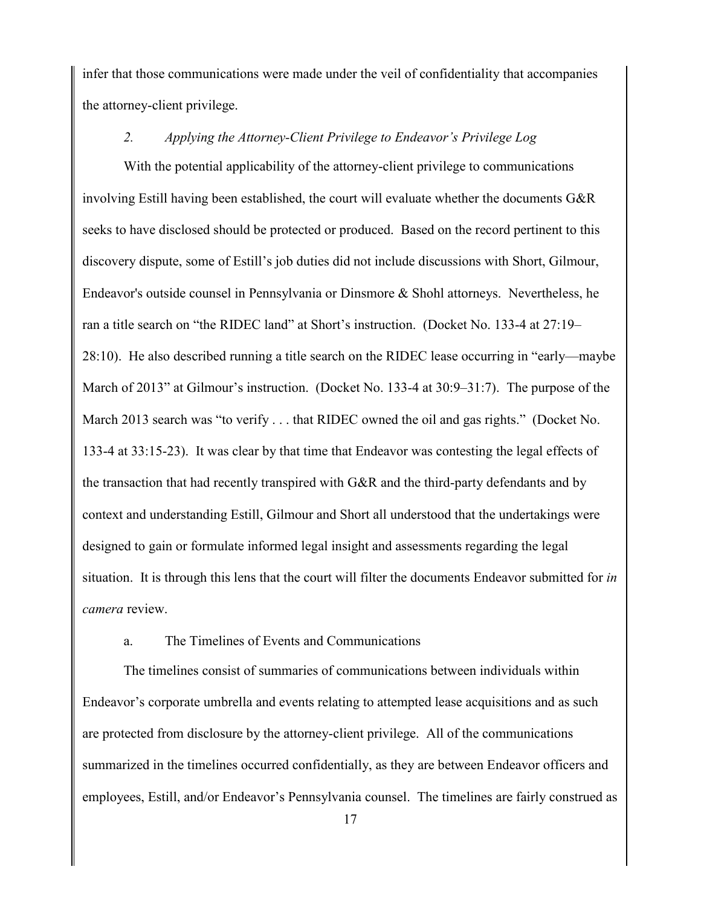infer that those communications were made under the veil of confidentiality that accompanies the attorney-client privilege.

*2. Applying the Attorney-Client Privilege to Endeavor's Privilege Log*

With the potential applicability of the attorney-client privilege to communications involving Estill having been established, the court will evaluate whether the documents G&R seeks to have disclosed should be protected or produced. Based on the record pertinent to this discovery dispute, some of Estill's job duties did not include discussions with Short, Gilmour, Endeavor's outside counsel in Pennsylvania or Dinsmore & Shohl attorneys. Nevertheless, he ran a title search on "the RIDEC land" at Short's instruction. (Docket No. 133-4 at 27:19–28:10). He also described running a title search on the RIDEC lease occurring in "early—maybe March of 2013" at Gilmour's instruction. (Docket No. 133-4 at 30:9–31:7). The purpose of the March 2013 search was "to verify . . . that RIDEC owned the oil and gas rights." (Docket No. 133-4 at 33:15-23). It was clear by that time that Endeavor was contesting the legal effects of the transaction that had recently transpired with G&R and the third-party defendants and by context and understanding Estill, Gilmour and Short all understood that the undertakings were designed to gain or formulate informed legal insight and assessments regarding the legal situation. It is through this lens that the court will filter the documents Endeavor submitted for *in camera* review.

a. The Timelines of Events and Communications

The timelines consist of summaries of communications between individuals within Endeavor's corporate umbrella and events relating to attempted lease acquisitions and as such are protected from disclosure by the attorney-client privilege. All of the communications summarized in the timelines occurred confidentially, as they are between Endeavor officers and employees, Estill, and/or Endeavor's Pennsylvania counsel. The timelines are fairly construed as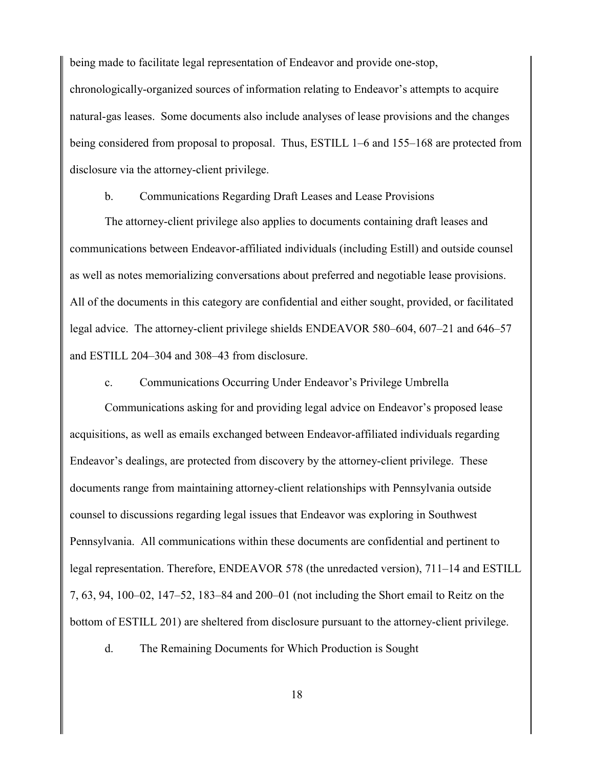being made to facilitate legal representation of Endeavor and provide one-stop, chronologically-organized sources of information relating to Endeavor's attempts to acquire natural-gas leases. Some documents also include analyses of lease provisions and the changes being considered from proposal to proposal. Thus, ESTILL 1–6 and 155–168 are protected from disclosure via the attorney-client privilege.

b. Communications Regarding Draft Leases and Lease Provisions

The attorney-client privilege also applies to documents containing draft leases and communications between Endeavor-affiliated individuals (including Estill) and outside counsel as well as notes memorializing conversations about preferred and negotiable lease provisions. All of the documents in this category are confidential and either sought, provided, or facilitated legal advice. The attorney-client privilege shields ENDEAVOR 580–604, 607–21 and 646–57 and ESTILL 204–304 and 308–43 from disclosure.

c. Communications Occurring Under Endeavor's Privilege Umbrella

Communications asking for and providing legal advice on Endeavor's proposed lease acquisitions, as well as emails exchanged between Endeavor-affiliated individuals regarding Endeavor's dealings, are protected from discovery by the attorney-client privilege. These documents range from maintaining attorney-client relationships with Pennsylvania outside counsel to discussions regarding legal issues that Endeavor was exploring in Southwest Pennsylvania. All communications within these documents are confidential and pertinent to legal representation. Therefore, ENDEAVOR 578 (the unredacted version), 711–14 and ESTILL 7, 63, 94, 100–02, 147–52, 183–84 and 200–01 (not including the Short email to Reitz on the bottom of ESTILL 201) are sheltered from disclosure pursuant to the attorney-client privilege.

d. The Remaining Documents for Which Production is Sought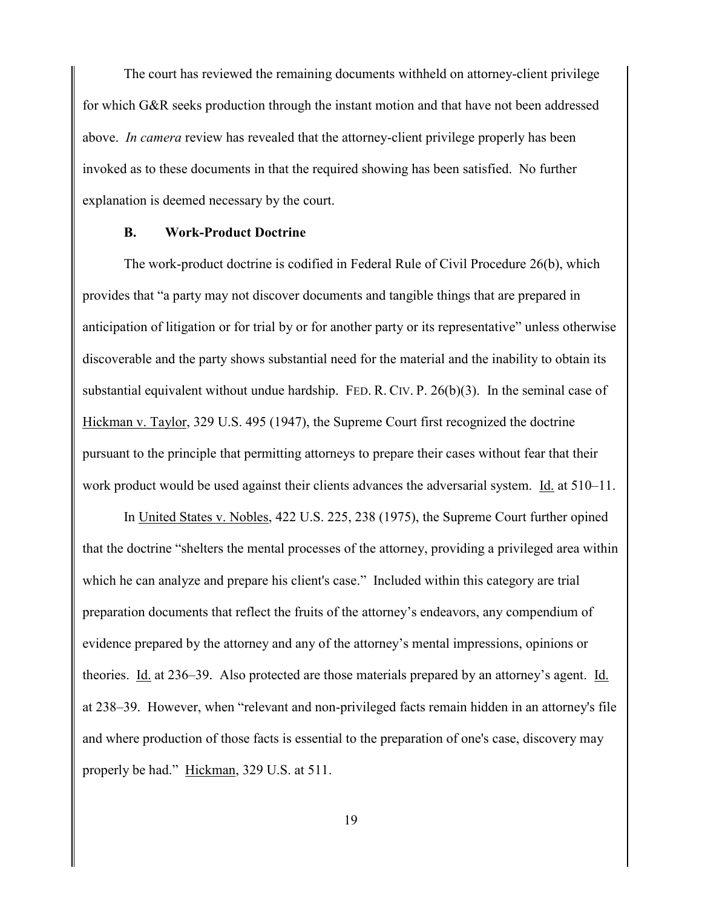The court has reviewed the remaining documents withheld on attorney-client privilege for which G&R seeks production through the instant motion and that have not been addressed above. *In camera* review has revealed that the attorney-client privilege properly has been invoked as to these documents in that the required showing has been satisfied. No further explanation is deemed necessary by the court.

### B. Work-Product Doctrine

The work-product doctrine is codified in Federal Rule of Civil Procedure 26(b), which provides that "a party may not discover documents and tangible things that are prepared in anticipation of litigation or for trial by or for another party or its representative" unless otherwise discoverable and the party shows substantial need for the material and the inability to obtain its substantial equivalent without undue hardship. FED. R. CIV. P. 26(b)(3). In the seminal case of Hickman v. Taylor, 329 U.S. 495 (1947), the Supreme Court first recognized the doctrine pursuant to the principle that permitting attorneys to prepare their cases without fear that their work product would be used against their clients advances the adversarial system. Id. at 510–11.

In United States v. Nobles, 422 U.S. 225, 238 (1975), the Supreme Court further opined that the doctrine "shelters the mental processes of the attorney, providing a privileged area within which he can analyze and prepare his client's case." Included within this category are trial preparation documents that reflect the fruits of the attorney's endeavors, any compendium of evidence prepared by the attorney and any of the attorney's mental impressions, opinions or theories. Id. at 236–39. Also protected are those materials prepared by an attorney's agent. Id. at 238–39. However, when "relevant and non-privileged facts remain hidden in an attorney's file and where production of those facts is essential to the preparation of one's case, discovery may properly be had." Hickman, 329 U.S. at 511.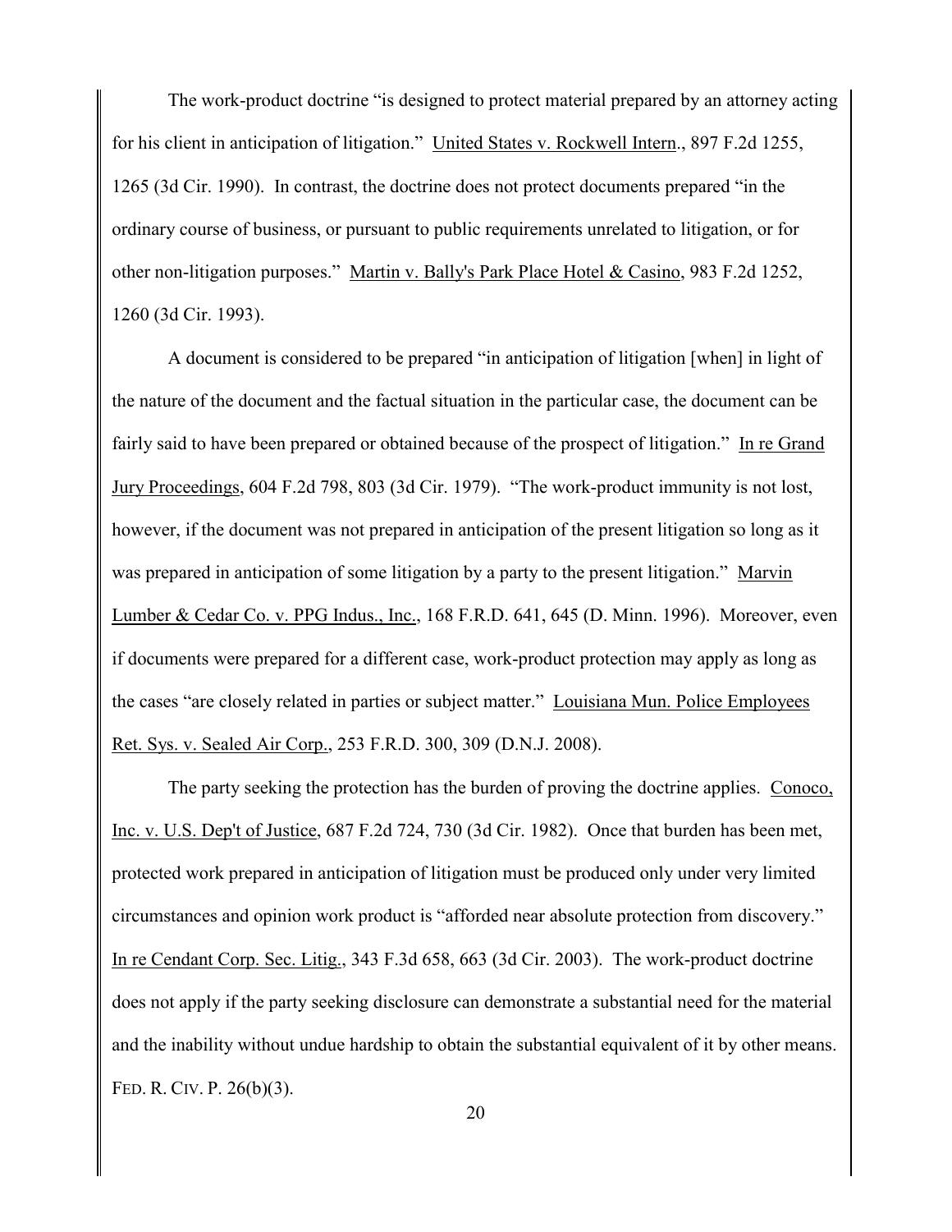The work-product doctrine "is designed to protect material prepared by an attorney acting for his client in anticipation of litigation." United States v. Rockwell Intern., 897 F.2d 1255, 1265 (3d Cir. 1990). In contrast, the doctrine does not protect documents prepared "in the ordinary course of business, or pursuant to public requirements unrelated to litigation, or for other non-litigation purposes." Martin v. Bally's Park Place Hotel & Casino, 983 F.2d 1252, 1260 (3d Cir. 1993).

A document is considered to be prepared "in anticipation of litigation [when] in light of the nature of the document and the factual situation in the particular case, the document can be fairly said to have been prepared or obtained because of the prospect of litigation." In re Grand Jury Proceedings, 604 F.2d 798, 803 (3d Cir. 1979). "The work-product immunity is not lost, however, if the document was not prepared in anticipation of the present litigation so long as it was prepared in anticipation of some litigation by a party to the present litigation." Marvin Lumber & Cedar Co. v. PPG Indus., Inc., 168 F.R.D. 641, 645 (D. Minn. 1996). Moreover, even if documents were prepared for a different case, work-product protection may apply as long as the cases "are closely related in parties or subject matter." Louisiana Mun. Police Employees Ret. Sys. v. Sealed Air Corp., 253 F.R.D. 300, 309 (D.N.J. 2008).

The party seeking the protection has the burden of proving the doctrine applies. Conoco, Inc. v. U.S. Dep't of Justice, 687 F.2d 724, 730 (3d Cir. 1982). Once that burden has been met, protected work prepared in anticipation of litigation must be produced only under very limited circumstances and opinion work product is "afforded near absolute protection from discovery." In re Cendant Corp. Sec. Litig., 343 F.3d 658, 663 (3d Cir. 2003). The work-product doctrine does not apply if the party seeking disclosure can demonstrate a substantial need for the material and the inability without undue hardship to obtain the substantial equivalent of it by other means. FED. R. CIV. P. 26(b)(3).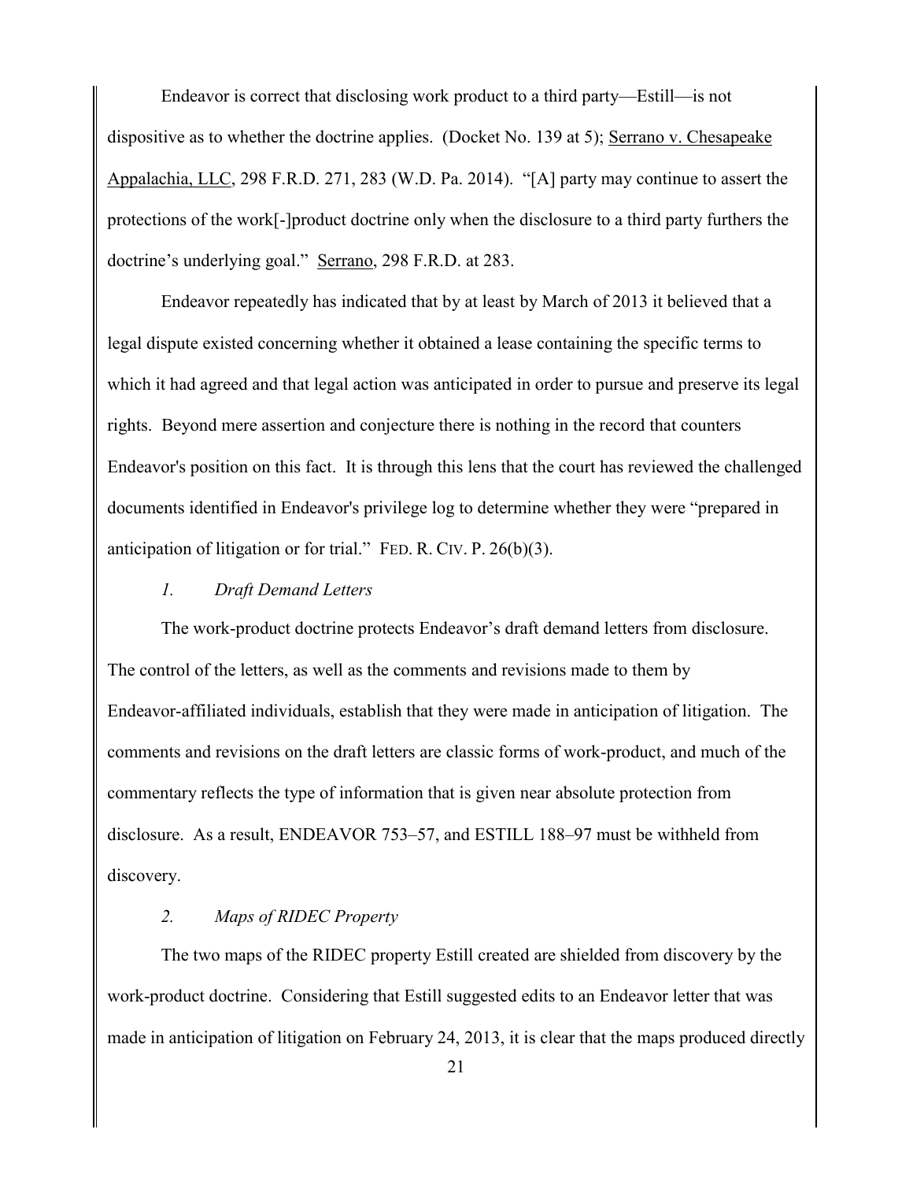Endeavor is correct that disclosing work product to a third party—Estill—is not dispositive as to whether the doctrine applies. (Docket No. 139 at 5); Serrano v. Chesapeake Appalachia, LLC, 298 F.R.D. 271, 283 (W.D. Pa. 2014). "[A] party may continue to assert the protections of the work[-]product doctrine only when the disclosure to a third party furthers the doctrine's underlying goal." Serrano, 298 F.R.D. at 283.

Endeavor repeatedly has indicated that by at least by March of 2013 it believed that a legal dispute existed concerning whether it obtained a lease containing the specific terms to which it had agreed and that legal action was anticipated in order to pursue and preserve its legal rights. Beyond mere assertion and conjecture there is nothing in the record that counters Endeavor's position on this fact. It is through this lens that the court has reviewed the challenged documents identified in Endeavor's privilege log to determine whether they were "prepared in anticipation of litigation or for trial." FED. R. CIV. P. 26(b)(3).

*1. Draft Demand Letters*

The work-product doctrine protects Endeavor's draft demand letters from disclosure. The control of the letters, as well as the comments and revisions made to them by Endeavor-affiliated individuals, establish that they were made in anticipation of litigation. The comments and revisions on the draft letters are classic forms of work-product, and much of the commentary reflects the type of information that is given near absolute protection from disclosure. As a result, ENDEAVOR 753–57, and ESTILL 188–97 must be withheld from discovery.

*2. Maps of RIDEC Property*

The two maps of the RIDEC property Estill created are shielded from discovery by the work-product doctrine. Considering that Estill suggested edits to an Endeavor letter that was made in anticipation of litigation on February 24, 2013, it is clear that the maps produced directly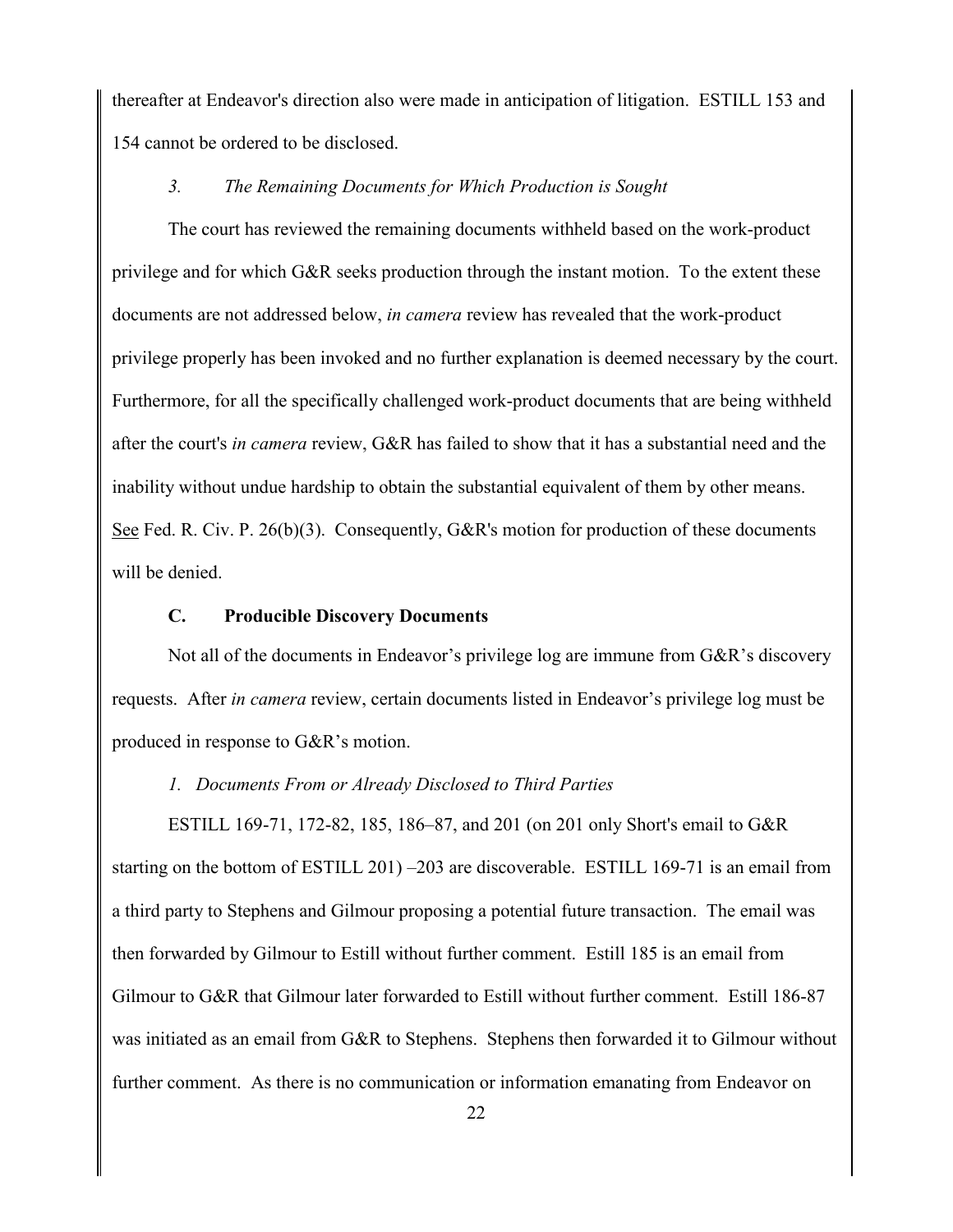thereafter at Endeavor's direction also were made in anticipation of litigation. ESTILL 153 and 154 cannot be ordered to be disclosed.

*3. The Remaining Documents for Which Production is Sought*

The court has reviewed the remaining documents withheld based on the work-product privilege and for which G&R seeks production through the instant motion. To the extent these documents are not addressed below, *in camera* review has revealed that the work-product privilege properly has been invoked and no further explanation is deemed necessary by the court. Furthermore, for all the specifically challenged work-product documents that are being withheld after the court's *in camera* review, G&R has failed to show that it has a substantial need and the inability without undue hardship to obtain the substantial equivalent of them by other means. See Fed. R. Civ. P. 26(b)(3). Consequently, G&R's motion for production of these documents will be denied.

### C. Producible Discovery Documents

Not all of the documents in Endeavor's privilege log are immune from G&R's discovery requests. After *in camera* review, certain documents listed in Endeavor's privilege log must be produced in response to G&R's motion.

*1. Documents From or Already Disclosed to Third Parties*

ESTILL 169-71, 172-82, 185, 186–87, and 201 (on 201 only Short's email to G&R starting on the bottom of ESTILL 201) –203 are discoverable. ESTILL 169-71 is an email from a third party to Stephens and Gilmour proposing a potential future transaction. The email was then forwarded by Gilmour to Estill without further comment. Estill 185 is an email from Gilmour to G&R that Gilmour later forwarded to Estill without further comment. Estill 186-87 was initiated as an email from G&R to Stephens. Stephens then forwarded it to Gilmour without further comment. As there is no communication or information emanating from Endeavor on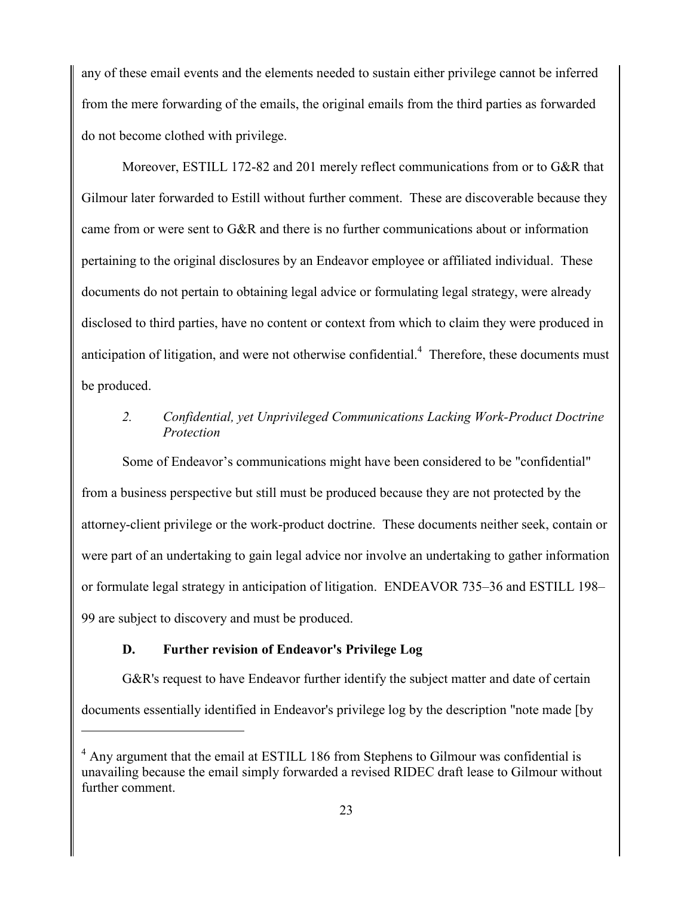any of these email events and the elements needed to sustain either privilege cannot be inferred from the mere forwarding of the emails, the original emails from the third parties as forwarded do not become clothed with privilege.

Moreover, ESTILL 172-82 and 201 merely reflect communications from or to G&R that Gilmour later forwarded to Estill without further comment. These are discoverable because they came from or were sent to G&R and there is no further communications about or information pertaining to the original disclosures by an Endeavor employee or affiliated individual. These documents do not pertain to obtaining legal advice or formulating legal strategy, were already disclosed to third parties, have no content or context from which to claim they were produced in anticipation of litigation, and were not otherwise confidential.[4] Therefore, these documents must be produced.

*2. Confidential, yet Unprivileged Communications Lacking Work-Product Doctrine Protection*

Some of Endeavor's communications might have been considered to be "confidential" from a business perspective but still must be produced because they are not protected by the attorney-client privilege or the work-product doctrine. These documents neither seek, contain or were part of an undertaking to gain legal advice nor involve an undertaking to gather information or formulate legal strategy in anticipation of litigation. ENDEAVOR 735–36 and ESTILL 198–99 are subject to discovery and must be produced.

**D. Further revision of Endeavor's Privilege Log**

G&R's request to have Endeavor further identify the subject matter and date of certain documents essentially identified in Endeavor's privilege log by the description "note made [by

---

[4] Any argument that the email at ESTILL 186 from Stephens to Gilmour was confidential is unavailing because the email simply forwarded a revised RIDEC draft lease to Gilmour without further comment.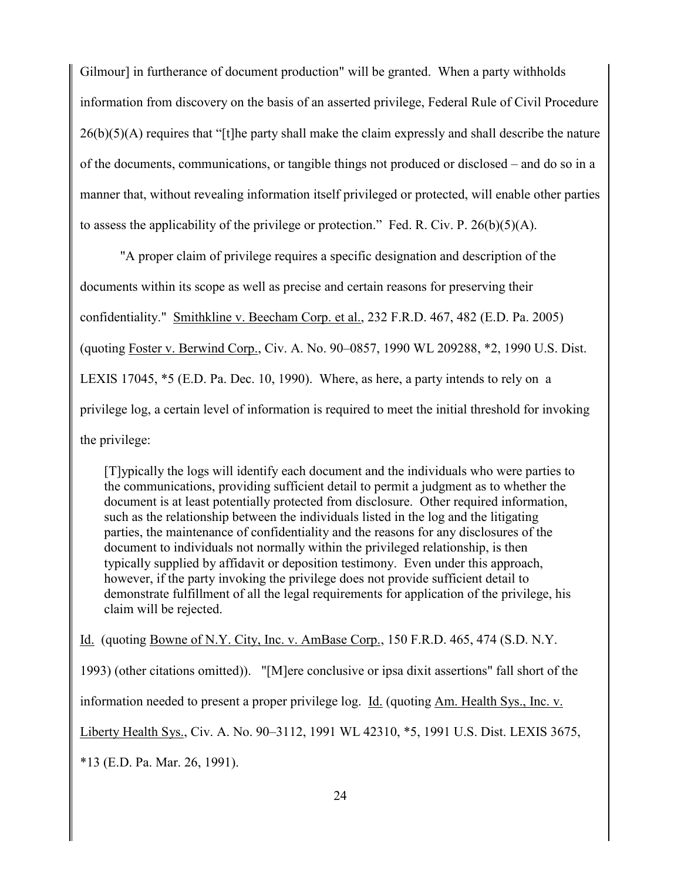Gilmour] in furtherance of document production" will be granted. When a party withholds information from discovery on the basis of an asserted privilege, Federal Rule of Civil Procedure 26(b)(5)(A) requires that "[t]he party shall make the claim expressly and shall describe the nature of the documents, communications, or tangible things not produced or disclosed – and do so in a manner that, without revealing information itself privileged or protected, will enable other parties to assess the applicability of the privilege or protection." Fed. R. Civ. P. 26(b)(5)(A).

"A proper claim of privilege requires a specific designation and description of the documents within its scope as well as precise and certain reasons for preserving their confidentiality." Smithkline v. Beecham Corp. et al., 232 F.R.D. 467, 482 (E.D. Pa. 2005) (quoting Foster v. Berwind Corp., Civ. A. No. 90–0857, 1990 WL 209288, *2, 1990 U.S. Dist. LEXIS 17045, *5 (E.D. Pa. Dec. 10, 1990). Where, as here, a party intends to rely on a privilege log, a certain level of information is required to meet the initial threshold for invoking the privilege:

> [T]ypically the logs will identify each document and the individuals who were parties to the communications, providing sufficient detail to permit a judgment as to whether the document is at least potentially protected from disclosure. Other required information, such as the relationship between the individuals listed in the log and the litigating parties, the maintenance of confidentiality and the reasons for any disclosures of the document to individuals not normally within the privileged relationship, is then typically supplied by affidavit or deposition testimony. Even under this approach, however, if the party invoking the privilege does not provide sufficient detail to demonstrate fulfillment of all the legal requirements for application of the privilege, his claim will be rejected.

Id. (quoting Bowne of N.Y. City, Inc. v. AmBase Corp., 150 F.R.D. 465, 474 (S.D. N.Y. 1993) (other citations omitted)). "[M]ere conclusive or ipsa dixit assertions" fall short of the information needed to present a proper privilege log. Id. (quoting Am. Health Sys., Inc. v. Liberty Health Sys., Civ. A. No. 90–3112, 1991 WL 42310, *5, 1991 U.S. Dist. LEXIS 3675, *13 (E.D. Pa. Mar. 26, 1991).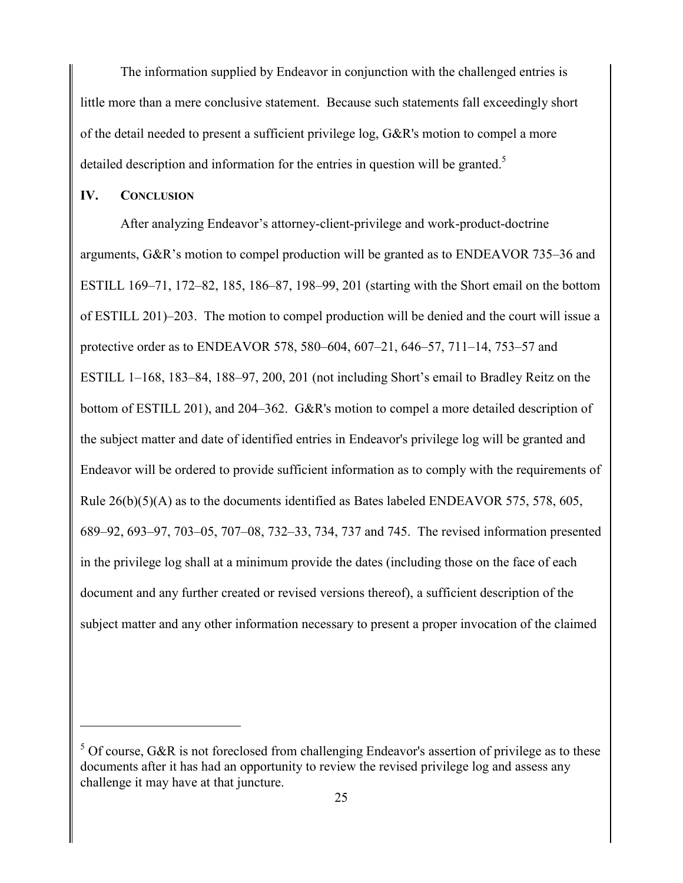The information supplied by Endeavor in conjunction with the challenged entries is little more than a mere conclusive statement. Because such statements fall exceedingly short of the detail needed to present a sufficient privilege log, G&R's motion to compel a more detailed description and information for the entries in question will be granted.[5]

## IV. CONCLUSION

After analyzing Endeavor's attorney-client-privilege and work-product-doctrine arguments, G&R's motion to compel production will be granted as to ENDEAVOR 735–36 and ESTILL 169–71, 172–82, 185, 186–87, 198–99, 201 (starting with the Short email on the bottom of ESTILL 201)–203. The motion to compel production will be denied and the court will issue a protective order as to ENDEAVOR 578, 580–604, 607–21, 646–57, 711–14, 753–57 and ESTILL 1–168, 183–84, 188–97, 200, 201 (not including Short's email to Bradley Reitz on the bottom of ESTILL 201), and 204–362. G&R's motion to compel a more detailed description of the subject matter and date of identified entries in Endeavor's privilege log will be granted and Endeavor will be ordered to provide sufficient information as to comply with the requirements of Rule 26(b)(5)(A) as to the documents identified as Bates labeled ENDEAVOR 575, 578, 605, 689–92, 693–97, 703–05, 707–08, 732–33, 734, 737 and 745. The revised information presented in the privilege log shall at a minimum provide the dates (including those on the face of each document and any further created or revised versions thereof), a sufficient description of the subject matter and any other information necessary to present a proper invocation of the claimed

---

[5] Of course, G&R is not foreclosed from challenging Endeavor's assertion of privilege as to these documents after it has had an opportunity to review the revised privilege log and assess any challenge it may have at that juncture.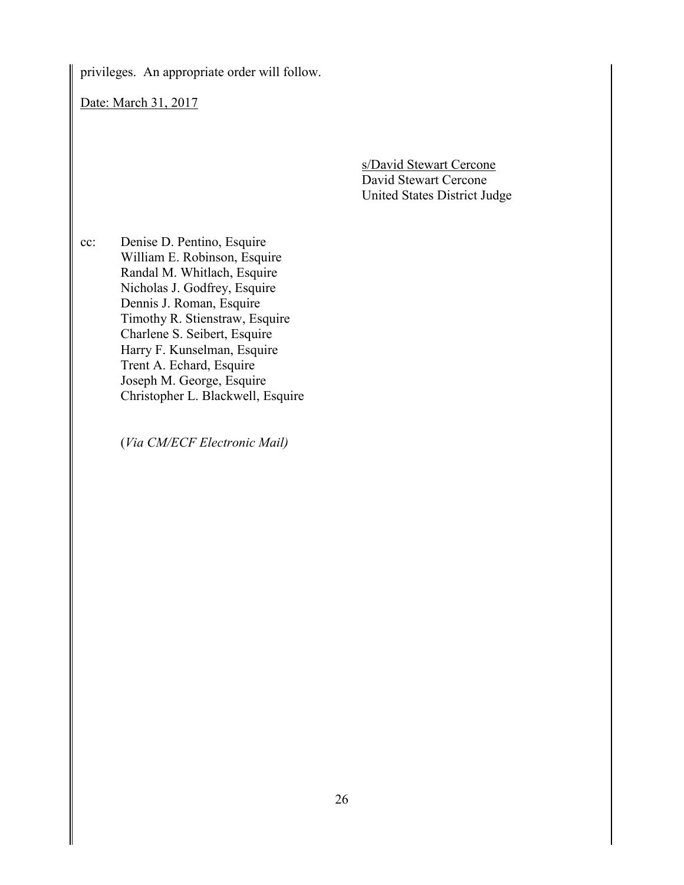privileges. An appropriate order will follow.

Date: March 31, 2017

s/David Stewart Cercone
David Stewart Cercone
United States District Judge

cc: Denise D. Pentino, Esquire
William E. Robinson, Esquire
Randal M. Whitlach, Esquire
Nicholas J. Godfrey, Esquire
Dennis J. Roman, Esquire
Timothy R. Stienstraw, Esquire
Charlene S. Seibert, Esquire
Harry F. Kunselman, Esquire
Trent A. Echard, Esquire
Joseph M. George, Esquire
Christopher L. Blackwell, Esquire

(*Via CM/ECF Electronic Mail)*